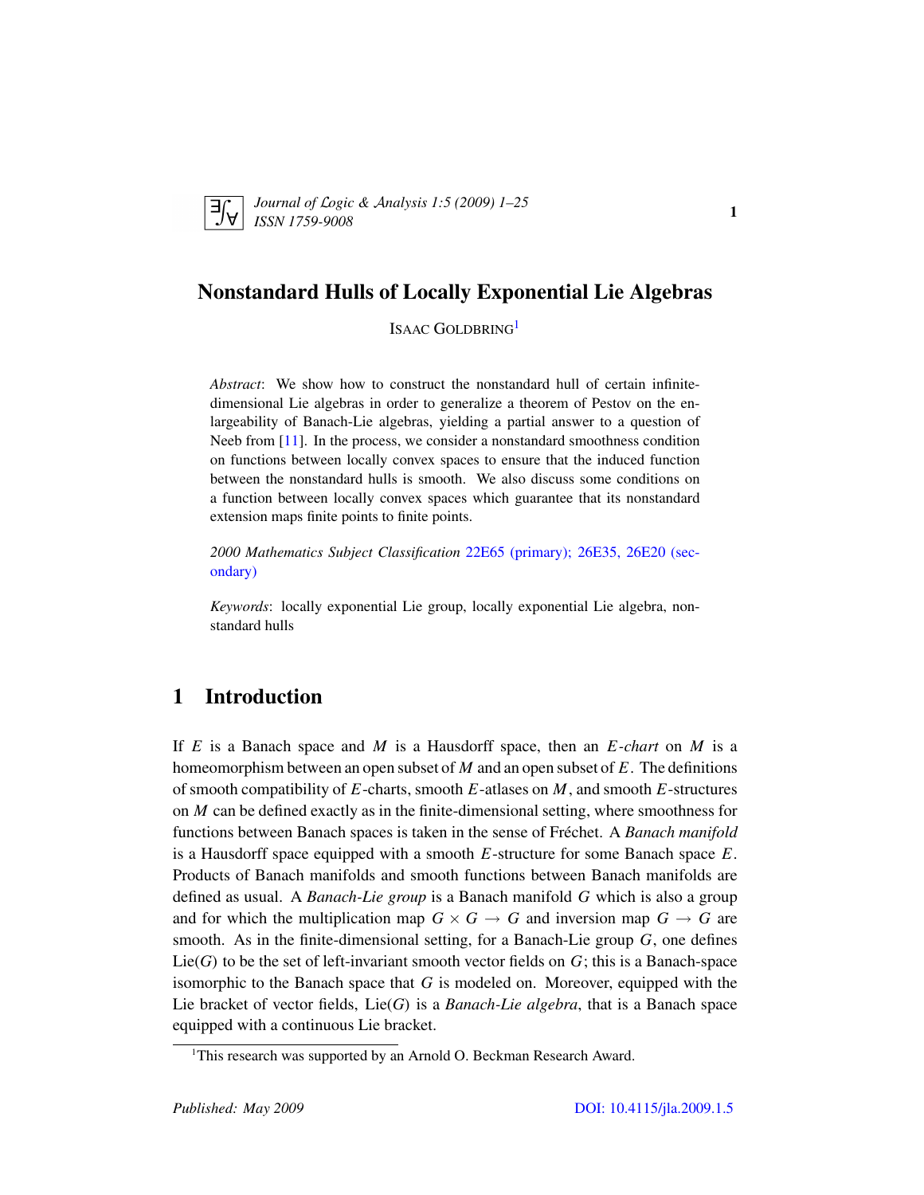# Nonstandard Hulls of Locally Exponential Lie Algebras

ISAAC GOLDBRING[1]

*Abstract*: We show how to construct the nonstandard hull of certain infinite-dimensional Lie algebras in order to generalize a theorem of Pestov on the enlargeability of Banach-Lie algebras, yielding a partial answer to a question of Neeb from [11]. In the process, we consider a nonstandard smoothness condition on functions between locally convex spaces to ensure that the induced function between the nonstandard hulls is smooth. We also discuss some conditions on a function between locally convex spaces which guarantee that its nonstandard extension maps finite points to finite points.

*2000 Mathematics Subject Classification* 22E65 (primary); 26E35, 26E20 (secondary)

*Keywords*: locally exponential Lie group, locally exponential Lie algebra, nonstandard hulls

## 1 Introduction

If $E$ is a Banach space and $M$ is a Hausdorff space, then an *$E$-chart* on $M$ is a homeomorphism between an open subset of $M$ and an open subset of $E$. The definitions of smooth compatibility of $E$-charts, smooth $E$-atlases on $M$, and smooth $E$-structures on $M$ can be defined exactly as in the finite-dimensional setting, where smoothness for functions between Banach spaces is taken in the sense of Fréchet. A *Banach manifold* is a Hausdorff space equipped with a smooth $E$-structure for some Banach space $E$. Products of Banach manifolds and smooth functions between Banach manifolds are defined as usual. A *Banach-Lie group* is a Banach manifold $G$ which is also a group and for which the multiplication map $G \times G \to G$ and inversion map $G \to G$ are smooth. As in the finite-dimensional setting, for a Banach-Lie group $G$, one defines $\mathrm{Lie}(G)$ to be the set of left-invariant smooth vector fields on $G$; this is a Banach-space isomorphic to the Banach space that $G$ is modeled on. Moreover, equipped with the Lie bracket of vector fields, $\mathrm{Lie}(G)$ is a *Banach-Lie algebra*, that is a Banach space equipped with a continuous Lie bracket.

[1] This research was supported by an Arnold O. Beckman Research Award.

*Published: May 2009* DOI: 10.4115/jla.2009.1.5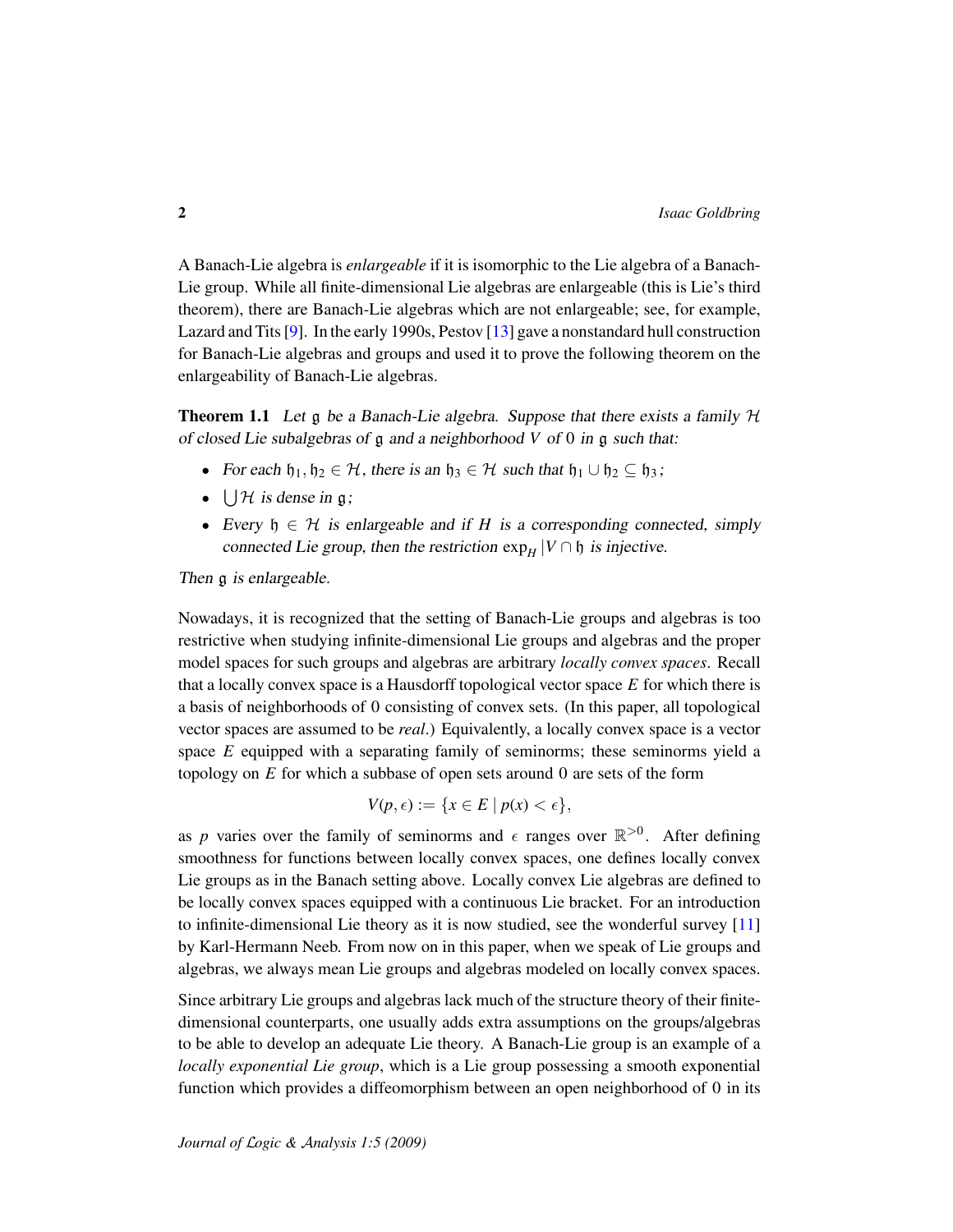A Banach-Lie algebra is *enlargeable* if it is isomorphic to the Lie algebra of a Banach-Lie group. While all finite-dimensional Lie algebras are enlargeable (this is Lie's third theorem), there are Banach-Lie algebras which are not enlargeable; see, for example, Lazard and Tits [9]. In the early 1990s, Pestov [13] gave a nonstandard hull construction for Banach-Lie algebras and groups and used it to prove the following theorem on the enlargeability of Banach-Lie algebras.

**Theorem 1.1** *Let $\mathfrak{g}$ be a Banach-Lie algebra. Suppose that there exists a family $\mathcal{H}$ of closed Lie subalgebras of $\mathfrak{g}$ and a neighborhood $V$ of 0 in $\mathfrak{g}$ such that:*

- *For each $\mathfrak{h}_1, \mathfrak{h}_2 \in \mathcal{H}$, there is an $\mathfrak{h}_3 \in \mathcal{H}$ such that $\mathfrak{h}_1 \cup \mathfrak{h}_2 \subseteq \mathfrak{h}_3$;*
- *$\bigcup \mathcal{H}$ is dense in $\mathfrak{g}$;*
- *Every $\mathfrak{h} \in \mathcal{H}$ is enlargeable and if $H$ is a corresponding connected, simply connected Lie group, then the restriction $\exp_H |V \cap \mathfrak{h}$ is injective.*

*Then $\mathfrak{g}$ is enlargeable.*

Nowadays, it is recognized that the setting of Banach-Lie groups and algebras is too restrictive when studying infinite-dimensional Lie groups and algebras and the proper model spaces for such groups and algebras are arbitrary *locally convex spaces*. Recall that a locally convex space is a Hausdorff topological vector space $E$ for which there is a basis of neighborhoods of 0 consisting of convex sets. (In this paper, all topological vector spaces are assumed to be *real*.) Equivalently, a locally convex space is a vector space $E$ equipped with a separating family of seminorms; these seminorms yield a topology on $E$ for which a subbase of open sets around 0 are sets of the form

$$V(p, \epsilon) := \{x \in E \mid p(x) < \epsilon\},$$

as $p$ varies over the family of seminorms and $\epsilon$ ranges over $\mathbb{R}^{>0}$. After defining smoothness for functions between locally convex spaces, one defines locally convex Lie groups as in the Banach setting above. Locally convex Lie algebras are defined to be locally convex spaces equipped with a continuous Lie bracket. For an introduction to infinite-dimensional Lie theory as it is now studied, see the wonderful survey [11] by Karl-Hermann Neeb. From now on in this paper, when we speak of Lie groups and algebras, we always mean Lie groups and algebras modeled on locally convex spaces.

Since arbitrary Lie groups and algebras lack much of the structure theory of their finite-dimensional counterparts, one usually adds extra assumptions on the groups/algebras to be able to develop an adequate Lie theory. A Banach-Lie group is an example of a *locally exponential Lie group*, which is a Lie group possessing a smooth exponential function which provides a diffeomorphism between an open neighborhood of 0 in its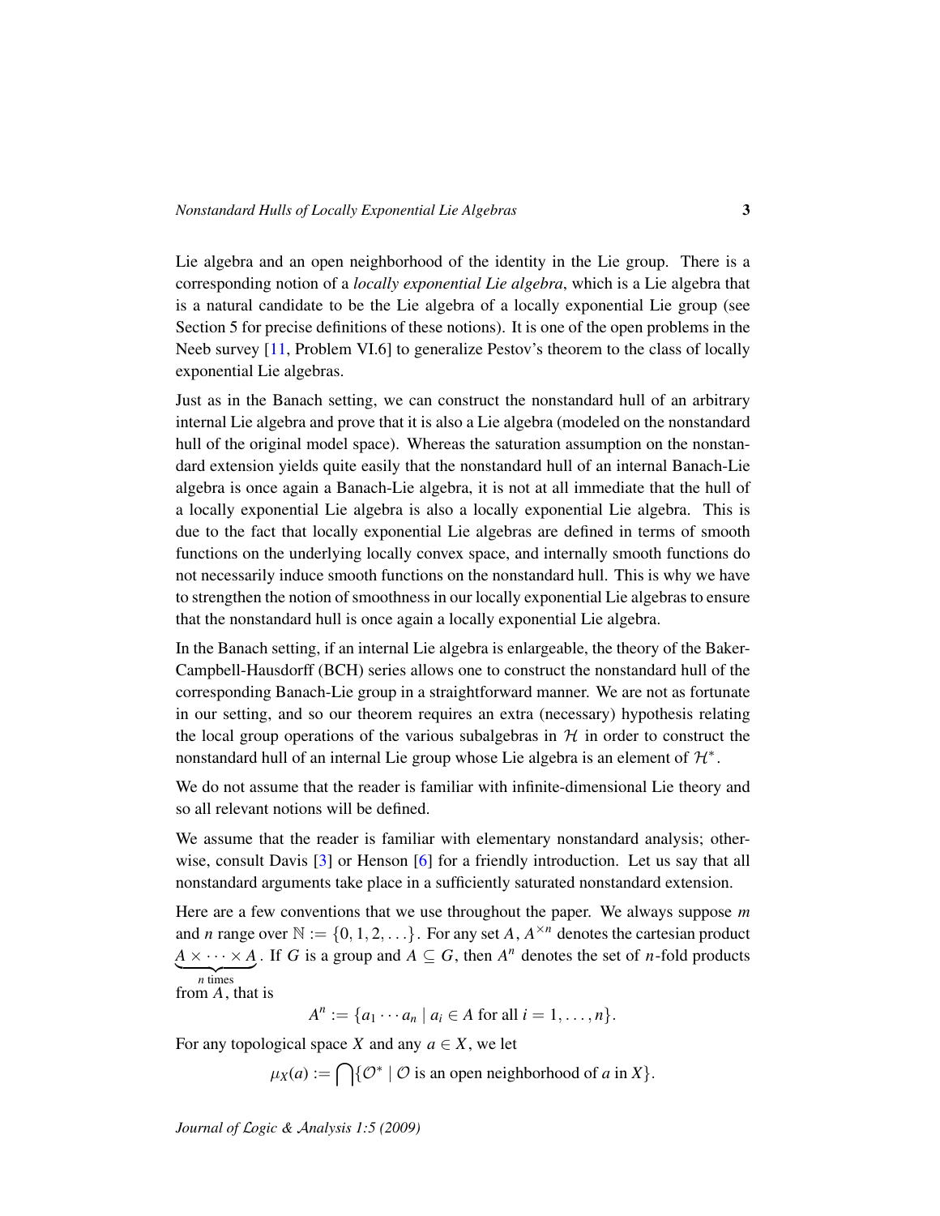Lie algebra and an open neighborhood of the identity in the Lie group. There is a corresponding notion of a *locally exponential Lie algebra*, which is a Lie algebra that is a natural candidate to be the Lie algebra of a locally exponential Lie group (see Section 5 for precise definitions of these notions). It is one of the open problems in the Neeb survey [11, Problem VI.6] to generalize Pestov's theorem to the class of locally exponential Lie algebras.

Just as in the Banach setting, we can construct the nonstandard hull of an arbitrary internal Lie algebra and prove that it is also a Lie algebra (modeled on the nonstandard hull of the original model space). Whereas the saturation assumption on the nonstandard extension yields quite easily that the nonstandard hull of an internal Banach-Lie algebra is once again a Banach-Lie algebra, it is not at all immediate that the hull of a locally exponential Lie algebra is also a locally exponential Lie algebra. This is due to the fact that locally exponential Lie algebras are defined in terms of smooth functions on the underlying locally convex space, and internally smooth functions do not necessarily induce smooth functions on the nonstandard hull. This is why we have to strengthen the notion of smoothness in our locally exponential Lie algebras to ensure that the nonstandard hull is once again a locally exponential Lie algebra.

In the Banach setting, if an internal Lie algebra is enlargeable, the theory of the Baker-Campbell-Hausdorff (BCH) series allows one to construct the nonstandard hull of the corresponding Banach-Lie group in a straightforward manner. We are not as fortunate in our setting, and so our theorem requires an extra (necessary) hypothesis relating the local group operations of the various subalgebras in $\mathcal{H}$ in order to construct the nonstandard hull of an internal Lie group whose Lie algebra is an element of $\mathcal{H}^*$.

We do not assume that the reader is familiar with infinite-dimensional Lie theory and so all relevant notions will be defined.

We assume that the reader is familiar with elementary nonstandard analysis; otherwise, consult Davis [3] or Henson [6] for a friendly introduction. Let us say that all nonstandard arguments take place in a sufficiently saturated nonstandard extension.

Here are a few conventions that we use throughout the paper. We always suppose $m$ and $n$ range over $\mathbb{N} := \{0, 1, 2, \ldots\}$. For any set $A$, $A^{\times n}$ denotes the cartesian product $\underbrace{A \times \cdots \times A}_{n \text{ times}}$. If $G$ is a group and $A \subseteq G$, then $A^n$ denotes the set of $n$-fold products from $A$, that is

$$A^n := \{a_1 \cdots a_n \mid a_i \in A \text{ for all } i = 1, \ldots, n\}.$$

For any topological space $X$ and any $a \in X$, we let

$$\mu_X(a) := \bigcap \{\mathcal{O}^* \mid \mathcal{O} \text{ is an open neighborhood of } a \text{ in } X\}.$$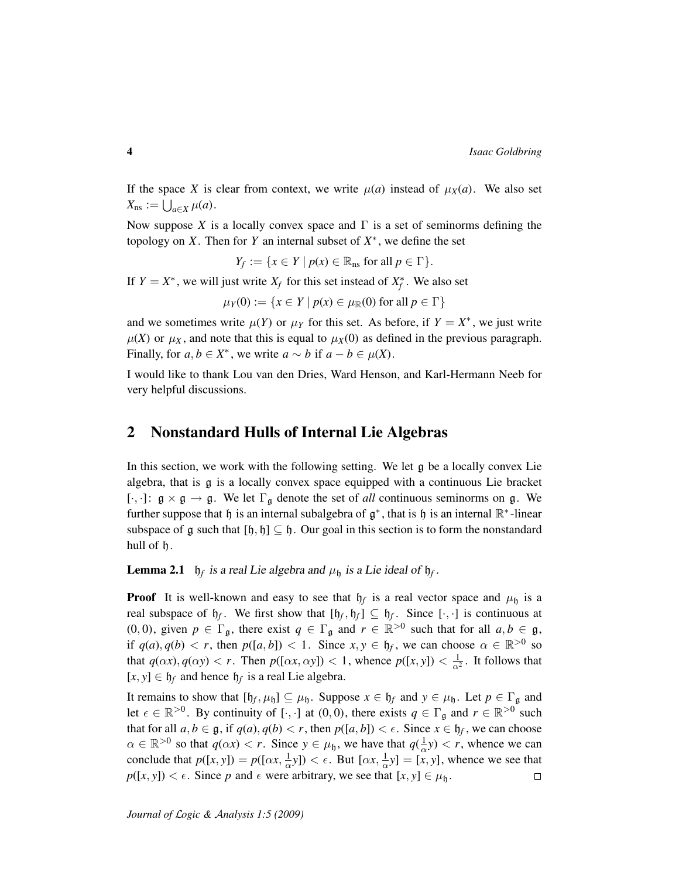If the space $X$ is clear from context, we write $\mu(a)$ instead of $\mu_X(a)$. We also set $X_{\mathrm{ns}} := \bigcup_{a \in X} \mu(a)$.

Now suppose $X$ is a locally convex space and $\Gamma$ is a set of seminorms defining the topology on $X$. Then for $Y$ an internal subset of $X^*$, we define the set

$$Y_f := \{x \in Y \mid p(x) \in \mathbb{R}_{\mathrm{ns}} \text{ for all } p \in \Gamma\}.$$

If $Y = X^*$, we will just write $X_f$ for this set instead of $X^*_f$. We also set

$$\mu_Y(0) := \{x \in Y \mid p(x) \in \mu_{\mathbb{R}}(0) \text{ for all } p \in \Gamma\}$$

and we sometimes write $\mu(Y)$ or $\mu_Y$ for this set. As before, if $Y = X^*$, we just write $\mu(X)$ or $\mu_X$, and note that this is equal to $\mu_X(0)$ as defined in the previous paragraph. Finally, for $a, b \in X^*$, we write $a \sim b$ if $a - b \in \mu(X)$.

I would like to thank Lou van den Dries, Ward Henson, and Karl-Hermann Neeb for very helpful discussions.

## 2 Nonstandard Hulls of Internal Lie Algebras

In this section, we work with the following setting. We let $\mathfrak{g}$ be a locally convex Lie algebra, that is $\mathfrak{g}$ is a locally convex space equipped with a continuous Lie bracket $[\cdot,\cdot]\colon \mathfrak{g} \times \mathfrak{g} \to \mathfrak{g}$. We let $\Gamma_{\mathfrak{g}}$ denote the set of *all* continuous seminorms on $\mathfrak{g}$. We further suppose that $\mathfrak{h}$ is an internal subalgebra of $\mathfrak{g}^*$, that is $\mathfrak{h}$ is an internal $\mathbb{R}^*$-linear subspace of $\mathfrak{g}$ such that $[\mathfrak{h}, \mathfrak{h}] \subseteq \mathfrak{h}$. Our goal in this section is to form the nonstandard hull of $\mathfrak{h}$.

**Lemma 2.1** *$\mathfrak{h}_f$ is a real Lie algebra and $\mu_{\mathfrak{h}}$ is a Lie ideal of $\mathfrak{h}_f$.*

**Proof** It is well-known and easy to see that $\mathfrak{h}_f$ is a real vector space and $\mu_{\mathfrak{h}}$ is a real subspace of $\mathfrak{h}_f$. We first show that $[\mathfrak{h}_f, \mathfrak{h}_f] \subseteq \mathfrak{h}_f$. Since $[\cdot,\cdot]$ is continuous at $(0,0)$, given $p \in \Gamma_{\mathfrak{g}}$, there exist $q \in \Gamma_{\mathfrak{g}}$ and $r \in \mathbb{R}^{>0}$ such that for all $a, b \in \mathfrak{g}$, if $q(a), q(b) < r$, then $p([a,b]) < 1$. Since $x, y \in \mathfrak{h}_f$, we can choose $\alpha \in \mathbb{R}^{>0}$ so that $q(\alpha x), q(\alpha y) < r$. Then $p([\alpha x, \alpha y]) < 1$, whence $p([x,y]) < \frac{1}{\alpha^2}$. It follows that $[x,y] \in \mathfrak{h}_f$ and hence $\mathfrak{h}_f$ is a real Lie algebra.

It remains to show that $[\mathfrak{h}_f, \mu_{\mathfrak{h}}] \subseteq \mu_{\mathfrak{h}}$. Suppose $x \in \mathfrak{h}_f$ and $y \in \mu_{\mathfrak{h}}$. Let $p \in \Gamma_{\mathfrak{g}}$ and let $\epsilon \in \mathbb{R}^{>0}$. By continuity of $[\cdot,\cdot]$ at $(0,0)$, there exists $q \in \Gamma_{\mathfrak{g}}$ and $r \in \mathbb{R}^{>0}$ such that for all $a, b \in \mathfrak{g}$, if $q(a), q(b) < r$, then $p([a,b]) < \epsilon$. Since $x \in \mathfrak{h}_f$, we can choose $\alpha \in \mathbb{R}^{>0}$ so that $q(\alpha x) < r$. Since $y \in \mu_{\mathfrak{h}}$, we have that $q(\frac{1}{\alpha} y) < r$, whence we can conclude that $p([x,y]) = p([\alpha x, \frac{1}{\alpha} y]) < \epsilon$. But $[\alpha x, \frac{1}{\alpha} y] = [x, y]$, whence we see that $p([x,y]) < \epsilon$. Since $p$ and $\epsilon$ were arbitrary, we see that $[x,y] \in \mu_{\mathfrak{h}}$. $\square$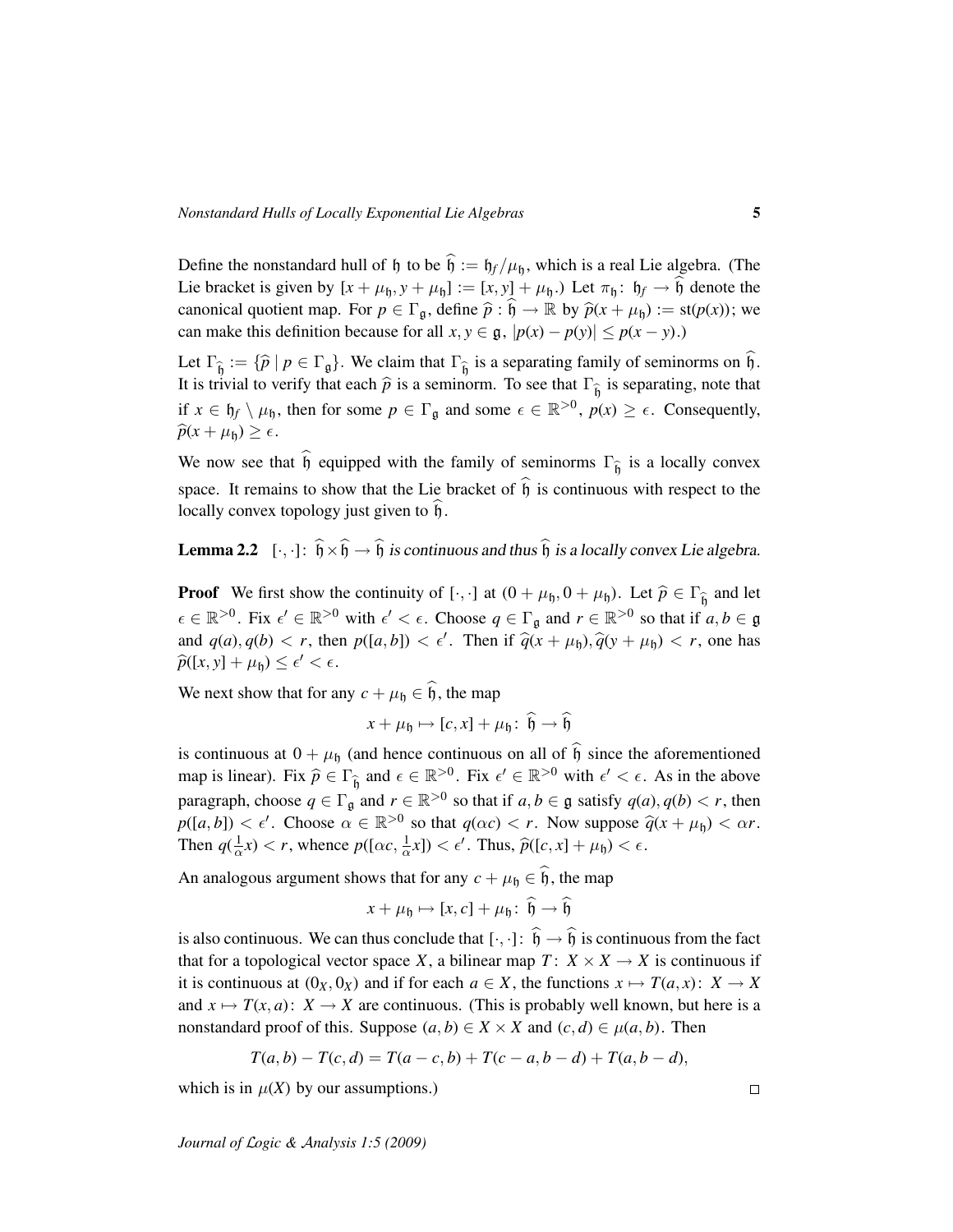Define the nonstandard hull of $\mathfrak{h}$ to be $\widehat{\mathfrak{h}} := \mathfrak{h}_f/\mu_{\mathfrak{h}}$, which is a real Lie algebra. (The Lie bracket is given by $[x+\mu_{\mathfrak{h}}, y+\mu_{\mathfrak{h}}] := [x,y]+\mu_{\mathfrak{h}}$.) Let $\pi_{\mathfrak{h}} \colon \mathfrak{h}_f \to \widehat{\mathfrak{h}}$ denote the canonical quotient map. For $p \in \Gamma_{\mathfrak{g}}$, define $\widehat{p} : \widehat{\mathfrak{h}} \to \mathbb{R}$ by $\widehat{p}(x+\mu_{\mathfrak{h}}) := \mathrm{st}(p(x))$; we can make this definition because for all $x, y \in \mathfrak{g}$, $|p(x)-p(y)| \leq p(x-y)$.)

Let $\Gamma_{\widehat{\mathfrak{h}}} := \{\widehat{p} \mid p \in \Gamma_{\mathfrak{g}}\}$. We claim that $\Gamma_{\widehat{\mathfrak{h}}}$ is a separating family of seminorms on $\widehat{\mathfrak{h}}$. It is trivial to verify that each $\widehat{p}$ is a seminorm. To see that $\Gamma_{\widehat{\mathfrak{h}}}$ is separating, note that if $x \in \mathfrak{h}_f \setminus \mu_{\mathfrak{h}}$, then for some $p \in \Gamma_{\mathfrak{g}}$ and some $\epsilon \in \mathbb{R}^{>0}$, $p(x) \geq \epsilon$. Consequently, $\widehat{p}(x+\mu_{\mathfrak{h}}) \geq \epsilon$.

We now see that $\widehat{\mathfrak{h}}$ equipped with the family of seminorms $\Gamma_{\widehat{\mathfrak{h}}}$ is a locally convex space. It remains to show that the Lie bracket of $\widehat{\mathfrak{h}}$ is continuous with respect to the locally convex topology just given to $\widehat{\mathfrak{h}}$.

**Lemma 2.2** *$[\cdot,\cdot] \colon \widehat{\mathfrak{h}} \times \widehat{\mathfrak{h}} \to \widehat{\mathfrak{h}}$ is continuous and thus $\widehat{\mathfrak{h}}$ is a locally convex Lie algebra.*

**Proof** We first show the continuity of $[\cdot,\cdot]$ at $(0+\mu_{\mathfrak{h}}, 0+\mu_{\mathfrak{h}})$. Let $\widehat{p} \in \Gamma_{\widehat{\mathfrak{h}}}$ and let $\epsilon \in \mathbb{R}^{>0}$. Fix $\epsilon' \in \mathbb{R}^{>0}$ with $\epsilon' < \epsilon$. Choose $q \in \Gamma_{\mathfrak{g}}$ and $r \in \mathbb{R}^{>0}$ so that if $a, b \in \mathfrak{g}$ and $q(a), q(b) < r$, then $p([a,b]) < \epsilon'$. Then if $\widehat{q}(x+\mu_{\mathfrak{h}}), \widehat{q}(y+\mu_{\mathfrak{h}}) < r$, one has $\widehat{p}([x,y]+\mu_{\mathfrak{h}}) \leq \epsilon' < \epsilon$.

We next show that for any $c+\mu_{\mathfrak{h}} \in \widehat{\mathfrak{h}}$, the map

$$x+\mu_{\mathfrak{h}} \mapsto [c,x]+\mu_{\mathfrak{h}} \colon \widehat{\mathfrak{h}} \to \widehat{\mathfrak{h}}$$

is continuous at $0+\mu_{\mathfrak{h}}$ (and hence continuous on all of $\widehat{\mathfrak{h}}$ since the aforementioned map is linear). Fix $\widehat{p} \in \Gamma_{\widehat{\mathfrak{h}}}$ and $\epsilon \in \mathbb{R}^{>0}$. Fix $\epsilon' \in \mathbb{R}^{>0}$ with $\epsilon' < \epsilon$. As in the above paragraph, choose $q \in \Gamma_{\mathfrak{g}}$ and $r \in \mathbb{R}^{>0}$ so that if $a, b \in \mathfrak{g}$ satisfy $q(a), q(b) < r$, then $p([a,b]) < \epsilon'$. Choose $\alpha \in \mathbb{R}^{>0}$ so that $q(\alpha c) < r$. Now suppose $\widehat{q}(x+\mu_{\mathfrak{h}}) < \alpha r$. Then $q(\frac{1}{\alpha}x) < r$, whence $p([\alpha c, \frac{1}{\alpha}x]) < \epsilon'$. Thus, $\widehat{p}([c,x]+\mu_{\mathfrak{h}}) < \epsilon$.

An analogous argument shows that for any $c+\mu_{\mathfrak{h}} \in \widehat{\mathfrak{h}}$, the map

$$x+\mu_{\mathfrak{h}} \mapsto [x,c]+\mu_{\mathfrak{h}} \colon \widehat{\mathfrak{h}} \to \widehat{\mathfrak{h}}$$

is also continuous. We can thus conclude that $[\cdot,\cdot] \colon \widehat{\mathfrak{h}} \to \widehat{\mathfrak{h}}$ is continuous from the fact that for a topological vector space $X$, a bilinear map $T \colon X \times X \to X$ is continuous if it is continuous at $(0_X, 0_X)$ and if for each $a \in X$, the functions $x \mapsto T(a,x) \colon X \to X$ and $x \mapsto T(x,a) \colon X \to X$ are continuous. (This is probably well known, but here is a nonstandard proof of this. Suppose $(a,b) \in X \times X$ and $(c,d) \in \mu(a,b)$. Then

$$T(a,b) - T(c,d) = T(a-c,b) + T(c-a,b-d) + T(a,b-d),$$

which is in $\mu(X)$ by our assumptions.) □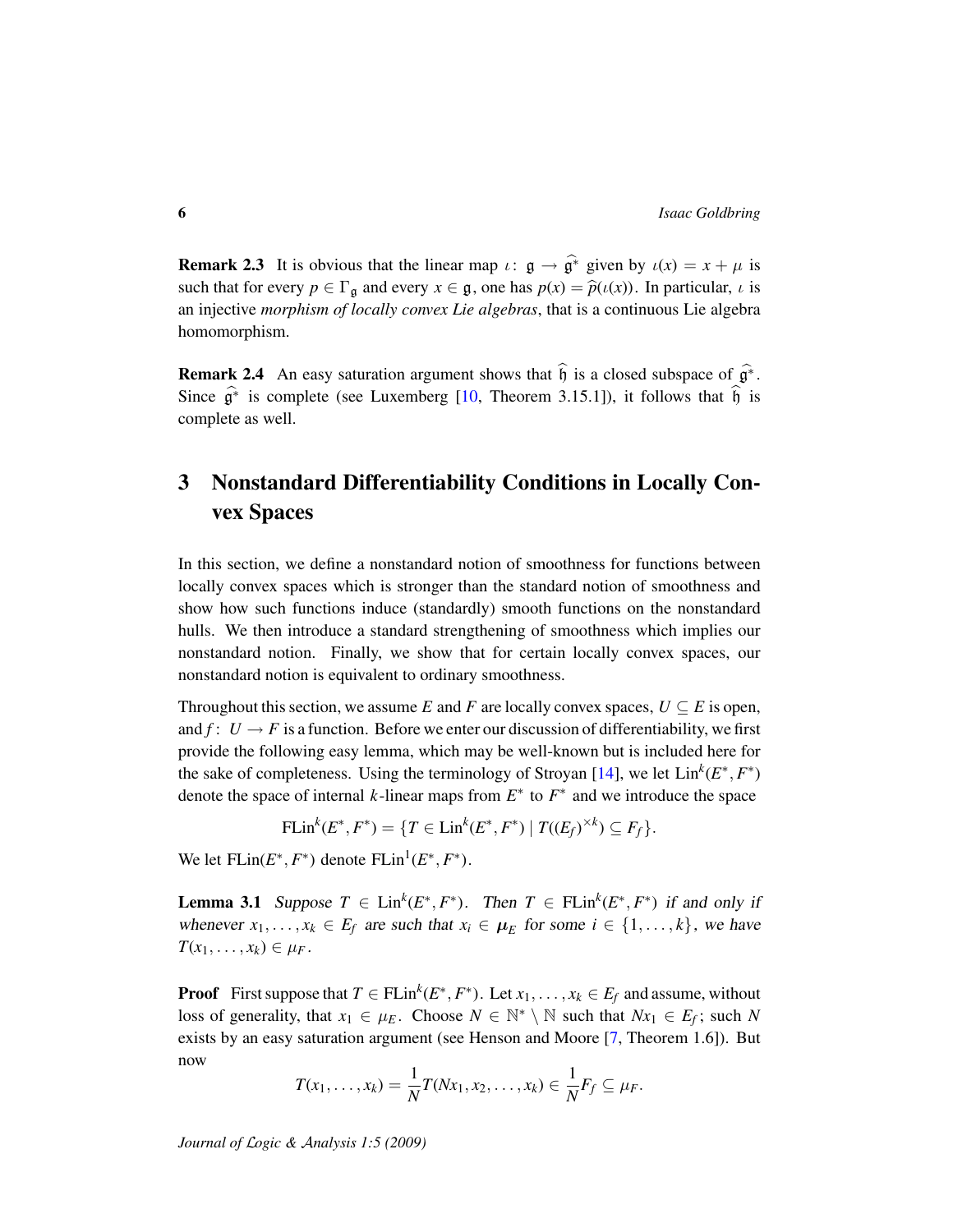**Remark 2.3** It is obvious that the linear map $\iota\colon \mathfrak{g} \to \widehat{\mathfrak{g}^*}$ given by $\iota(x) = x + \mu$ is such that for every $p \in \Gamma_{\mathfrak{g}}$ and every $x \in \mathfrak{g}$, one has $p(x) = \widehat{p}(\iota(x))$. In particular, $\iota$ is an injective *morphism of locally convex Lie algebras*, that is a continuous Lie algebra homomorphism.

**Remark 2.4** An easy saturation argument shows that $\widehat{\mathfrak{h}}$ is a closed subspace of $\widehat{\mathfrak{g}^*}$. Since $\widehat{\mathfrak{g}^*}$ is complete (see Luxemberg [10, Theorem 3.15.1]), it follows that $\widehat{\mathfrak{h}}$ is complete as well.

## 3 Nonstandard Differentiability Conditions in Locally Convex Spaces

In this section, we define a nonstandard notion of smoothness for functions between locally convex spaces which is stronger than the standard notion of smoothness and show how such functions induce (standardly) smooth functions on the nonstandard hulls. We then introduce a standard strengthening of smoothness which implies our nonstandard notion. Finally, we show that for certain locally convex spaces, our nonstandard notion is equivalent to ordinary smoothness.

Throughout this section, we assume $E$ and $F$ are locally convex spaces, $U \subseteq E$ is open, and $f\colon U \to F$ is a function. Before we enter our discussion of differentiability, we first provide the following easy lemma, which may be well-known but is included here for the sake of completeness. Using the terminology of Stroyan [14], we let $\mathrm{Lin}^k(E^*, F^*)$ denote the space of internal $k$-linear maps from $E^*$ to $F^*$ and we introduce the space

$$\mathrm{FLin}^k(E^*, F^*) = \{T \in \mathrm{Lin}^k(E^*, F^*) \mid T((E_f)^{\times k}) \subseteq F_f\}.$$

We let $\mathrm{FLin}(E^*, F^*)$ denote $\mathrm{FLin}^1(E^*, F^*)$.

**Lemma 3.1** *Suppose $T \in \mathrm{Lin}^k(E^*, F^*)$. Then $T \in \mathrm{FLin}^k(E^*, F^*)$ if and only if whenever $x_1, \ldots, x_k \in E_f$ are such that $x_i \in \boldsymbol{\mu}_E$ for some $i \in \{1, \ldots, k\}$, we have $T(x_1, \ldots, x_k) \in \mu_F$.*

**Proof** First suppose that $T \in \mathrm{FLin}^k(E^*, F^*)$. Let $x_1, \ldots, x_k \in E_f$ and assume, without loss of generality, that $x_1 \in \mu_E$. Choose $N \in \mathbb{N}^* \setminus \mathbb{N}$ such that $Nx_1 \in E_f$; such $N$ exists by an easy saturation argument (see Henson and Moore [7, Theorem 1.6]). But now

$$T(x_1, \ldots, x_k) = \frac{1}{N} T(Nx_1, x_2, \ldots, x_k) \in \frac{1}{N} F_f \subseteq \mu_F.$$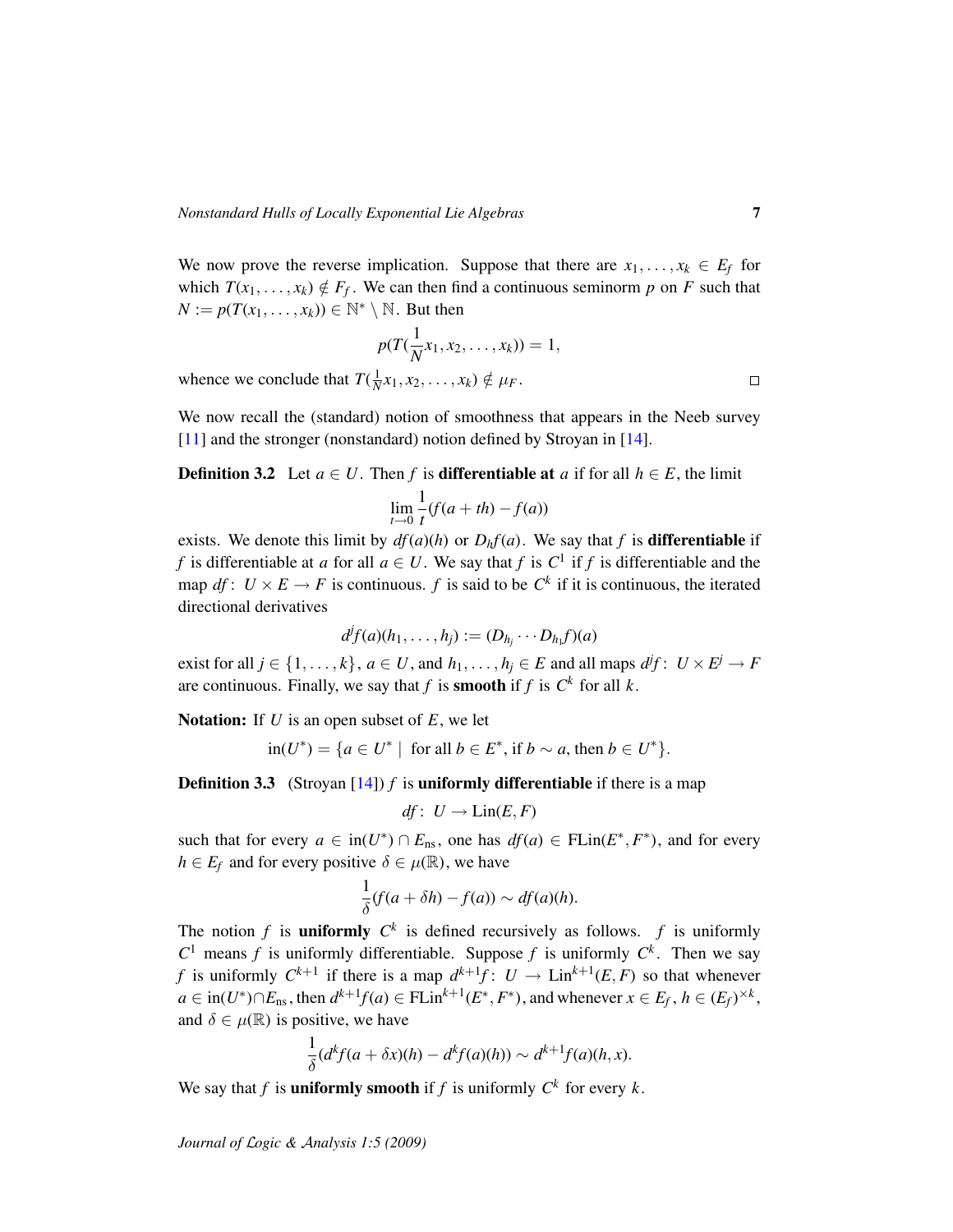We now prove the reverse implication. Suppose that there are $x_1, \dots, x_k \in E_f$ for which $T(x_1, \dots, x_k) \notin F_f$. We can then find a continuous seminorm $p$ on $F$ such that $N := p(T(x_1, \dots, x_k)) \in \mathbb{N}^* \setminus \mathbb{N}$. But then

$$p(T(\frac{1}{N}x_1, x_2, \dots, x_k)) = 1,$$

whence we conclude that $T(\frac{1}{N}x_1, x_2, \dots, x_k) \notin \mu_F$. $\square$

We now recall the (standard) notion of smoothness that appears in the Neeb survey [11] and the stronger (nonstandard) notion defined by Stroyan in [14].

**Definition 3.2** Let $a \in U$. Then $f$ is **differentiable at** $a$ if for all $h \in E$, the limit

$$\lim_{t \to 0} \frac{1}{t}(f(a + th) - f(a))$$

exists. We denote this limit by $df(a)(h)$ or $D_h f(a)$. We say that $f$ is **differentiable** if $f$ is differentiable at $a$ for all $a \in U$. We say that $f$ is $C^1$ if $f$ is differentiable and the map $df \colon U \times E \to F$ is continuous. $f$ is said to be $C^k$ if it is continuous, the iterated directional derivatives

$$d^j f(a)(h_1, \dots, h_j) := (D_{h_j} \cdots D_{h_1} f)(a)$$

exist for all $j \in \{1, \dots, k\}$, $a \in U$, and $h_1, \dots, h_j \in E$ and all maps $d^j f \colon U \times E^j \to F$ are continuous. Finally, we say that $f$ is **smooth** if $f$ is $C^k$ for all $k$.

**Notation:** If $U$ is an open subset of $E$, we let

$$\mathrm{in}(U^*) = \{a \in U^* \mid \text{ for all } b \in E^*, \text{ if } b \sim a, \text{ then } b \in U^*\}.$$

**Definition 3.3** (Stroyan [14]) $f$ is **uniformly differentiable** if there is a map

$$df \colon U \to \mathrm{Lin}(E, F)$$

such that for every $a \in \mathrm{in}(U^*) \cap E_{\mathrm{ns}}$, one has $df(a) \in \mathrm{FLin}(E^*, F^*)$, and for every $h \in E_f$ and for every positive $\delta \in \mu(\mathbb{R})$, we have

$$\frac{1}{\delta}(f(a + \delta h) - f(a)) \sim df(a)(h).$$

The notion $f$ is **uniformly** $C^k$ is defined recursively as follows. $f$ is uniformly $C^1$ means $f$ is uniformly differentiable. Suppose $f$ is uniformly $C^k$. Then we say $f$ is uniformly $C^{k+1}$ if there is a map $d^{k+1}f \colon U \to \mathrm{Lin}^{k+1}(E, F)$ so that whenever $a \in \mathrm{in}(U^*) \cap E_{\mathrm{ns}}$, then $d^{k+1}f(a) \in \mathrm{FLin}^{k+1}(E^*, F^*)$, and whenever $x \in E_f$, $h \in (E_f)^{\times k}$, and $\delta \in \mu(\mathbb{R})$ is positive, we have

$$\frac{1}{\delta}(d^k f(a + \delta x)(h) - d^k f(a)(h)) \sim d^{k+1} f(a)(h, x).$$

We say that $f$ is **uniformly smooth** if $f$ is uniformly $C^k$ for every $k$.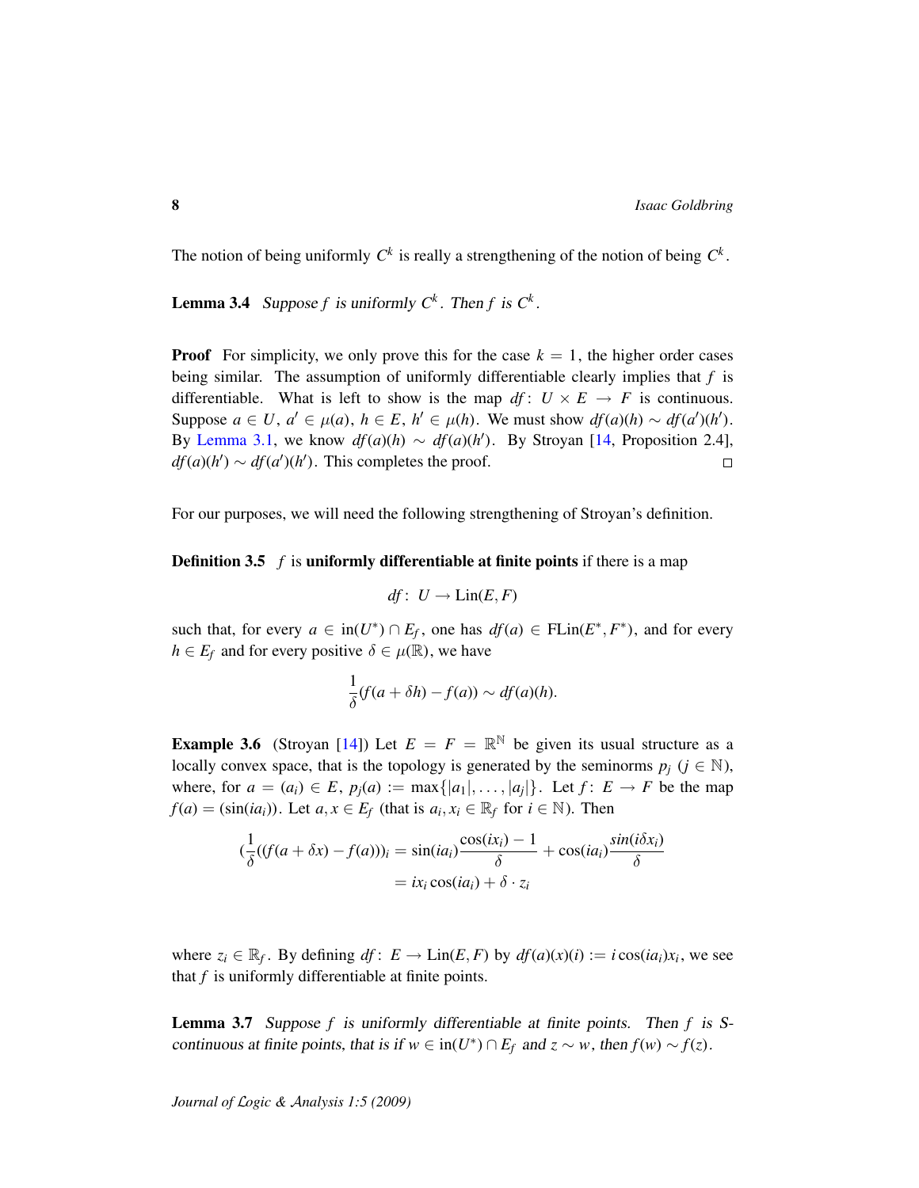The notion of being uniformly $C^k$ is really a strengthening of the notion of being $C^k$.

**Lemma 3.4** *Suppose $f$ is uniformly $C^k$. Then $f$ is $C^k$.*

**Proof** For simplicity, we only prove this for the case $k = 1$, the higher order cases being similar. The assumption of uniformly differentiable clearly implies that $f$ is differentiable. What is left to show is the map $df\colon U \times E \to F$ is continuous. Suppose $a \in U$, $a' \in \mu(a)$, $h \in E$, $h' \in \mu(h)$. We must show $df(a)(h) \sim df(a')(h')$. By Lemma 3.1, we know $df(a)(h) \sim df(a)(h')$. By Stroyan [14, Proposition 2.4], $df(a)(h') \sim df(a')(h')$. This completes the proof. □

For our purposes, we will need the following strengthening of Stroyan's definition.

**Definition 3.5** $f$ is **uniformly differentiable at finite points** if there is a map

$$df\colon U \to \mathrm{Lin}(E, F)$$

such that, for every $a \in \mathrm{in}(U^*) \cap E_f$, one has $df(a) \in \mathrm{FLin}(E^*, F^*)$, and for every $h \in E_f$ and for every positive $\delta \in \mu(\mathbb{R})$, we have

$$\frac{1}{\delta}(f(a + \delta h) - f(a)) \sim df(a)(h).$$

**Example 3.6** (Stroyan [14]) Let $E = F = \mathbb{R}^{\mathbb{N}}$ be given its usual structure as a locally convex space, that is the topology is generated by the seminorms $p_j$ ($j \in \mathbb{N}$), where, for $a = (a_i) \in E$, $p_j(a) := \max\{|a_1|, \ldots, |a_j|\}$. Let $f\colon E \to F$ be the map $f(a) = (\sin(ia_i))$. Let $a, x \in E_f$ (that is $a_i, x_i \in \mathbb{R}_f$ for $i \in \mathbb{N}$). Then

$$\begin{aligned}(\frac{1}{\delta}((f(a + \delta x) - f(a)))_i &= \sin(ia_i)\frac{\cos(ix_i) - 1}{\delta} + \cos(ia_i)\frac{sin(i\delta x_i)}{\delta} \\ &= ix_i \cos(ia_i) + \delta \cdot z_i\end{aligned}$$

where $z_i \in \mathbb{R}_f$. By defining $df\colon E \to \mathrm{Lin}(E, F)$ by $df(a)(x)(i) := i\cos(ia_i)x_i$, we see that $f$ is uniformly differentiable at finite points.

**Lemma 3.7** *Suppose $f$ is uniformly differentiable at finite points. Then $f$ is S-continuous at finite points, that is if $w \in \mathrm{in}(U^*) \cap E_f$ and $z \sim w$, then $f(w) \sim f(z)$.*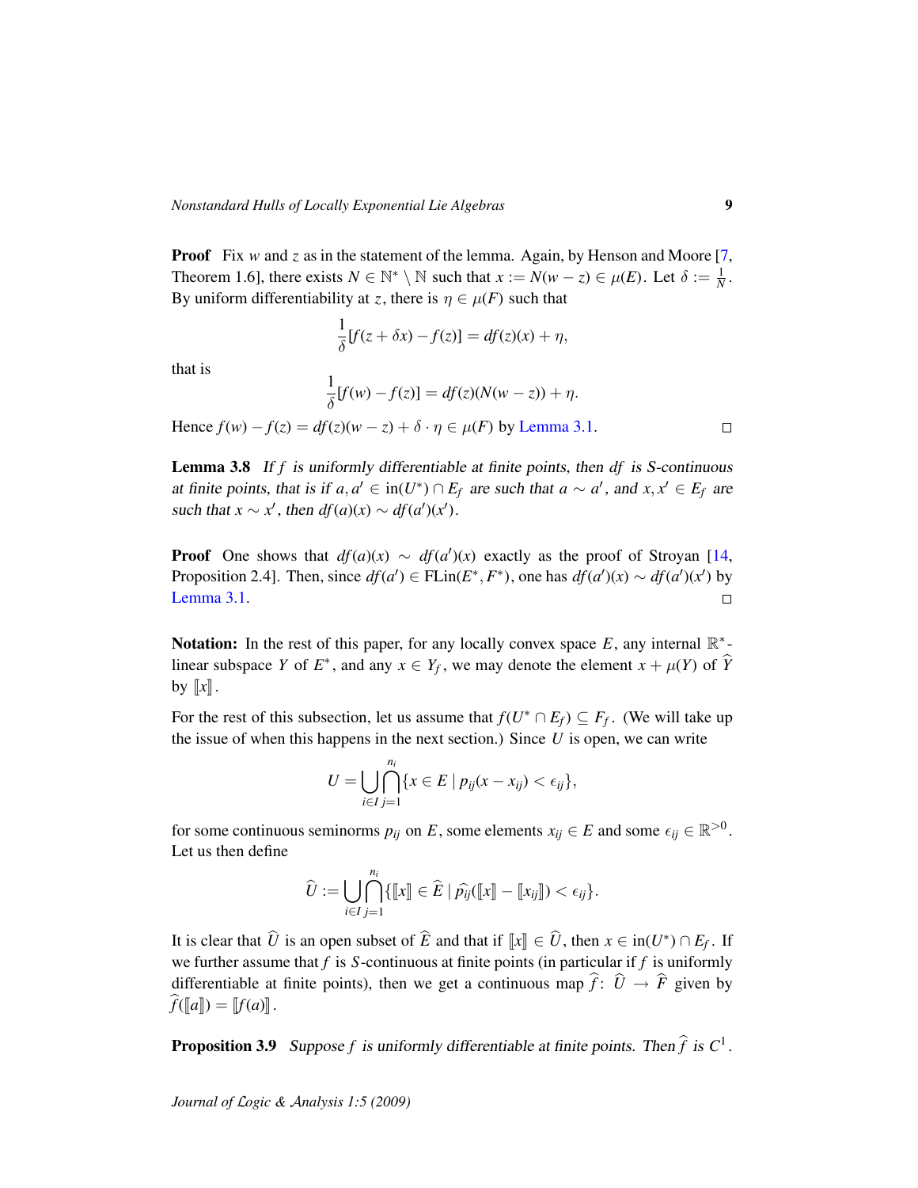**Proof** Fix $w$ and $z$ as in the statement of the lemma. Again, by Henson and Moore [7, Theorem 1.6], there exists $N \in \mathbb{N}^* \setminus \mathbb{N}$ such that $x := N(w-z) \in \mu(E)$. Let $\delta := \frac{1}{N}$. By uniform differentiability at $z$, there is $\eta \in \mu(F)$ such that

$$\frac{1}{\delta}[f(z+\delta x) - f(z)] = df(z)(x) + \eta,$$

that is

$$\frac{1}{\delta}[f(w) - f(z)] = df(z)(N(w-z)) + \eta.$$

Hence $f(w) - f(z) = df(z)(w-z) + \delta \cdot \eta \in \mu(F)$ by Lemma 3.1. $\square$

**Lemma 3.8** *If $f$ is uniformly differentiable at finite points, then $df$ is S-continuous at finite points, that is if $a, a' \in \mathrm{in}(U^*) \cap E_f$ are such that $a \sim a'$, and $x, x' \in E_f$ are such that $x \sim x'$, then $df(a)(x) \sim df(a')(x')$.*

**Proof** One shows that $df(a)(x) \sim df(a')(x)$ exactly as the proof of Stroyan [14, Proposition 2.4]. Then, since $df(a') \in \mathrm{FLin}(E^*, F^*)$, one has $df(a')(x) \sim df(a')(x')$ by Lemma 3.1. $\square$

**Notation:** In the rest of this paper, for any locally convex space $E$, any internal $\mathbb{R}^*$-linear subspace $Y$ of $E^*$, and any $x \in Y_f$, we may denote the element $x + \mu(Y)$ of $\widehat{Y}$ by $[\![x]\!]$.

For the rest of this subsection, let us assume that $f(U^* \cap E_f) \subseteq F_f$. (We will take up the issue of when this happens in the next section.) Since $U$ is open, we can write

$$U = \bigcup_{i \in I} \bigcap_{j=1}^{n_i} \{x \in E \mid p_{ij}(x - x_{ij}) < \epsilon_{ij}\},$$

for some continuous seminorms $p_{ij}$ on $E$, some elements $x_{ij} \in E$ and some $\epsilon_{ij} \in \mathbb{R}^{>0}$. Let us then define

$$\widehat{U} := \bigcup_{i \in I} \bigcap_{j=1}^{n_i} \{[\![x]\!] \in \widehat{E} \mid \widehat{p_{ij}}([\![x]\!] - [\![x_{ij}]\!]) < \epsilon_{ij}\}.$$

It is clear that $\widehat{U}$ is an open subset of $\widehat{E}$ and that if $[\![x]\!] \in \widehat{U}$, then $x \in \mathrm{in}(U^*) \cap E_f$. If we further assume that $f$ is $S$-continuous at finite points (in particular if $f$ is uniformly differentiable at finite points), then we get a continuous map $\widehat{f}\colon \widehat{U} \to \widehat{F}$ given by $\widehat{f}([\![a]\!]) = [\![f(a)]\!]$.

**Proposition 3.9** *Suppose $f$ is uniformly differentiable at finite points. Then $\widehat{f}$ is $C^1$.*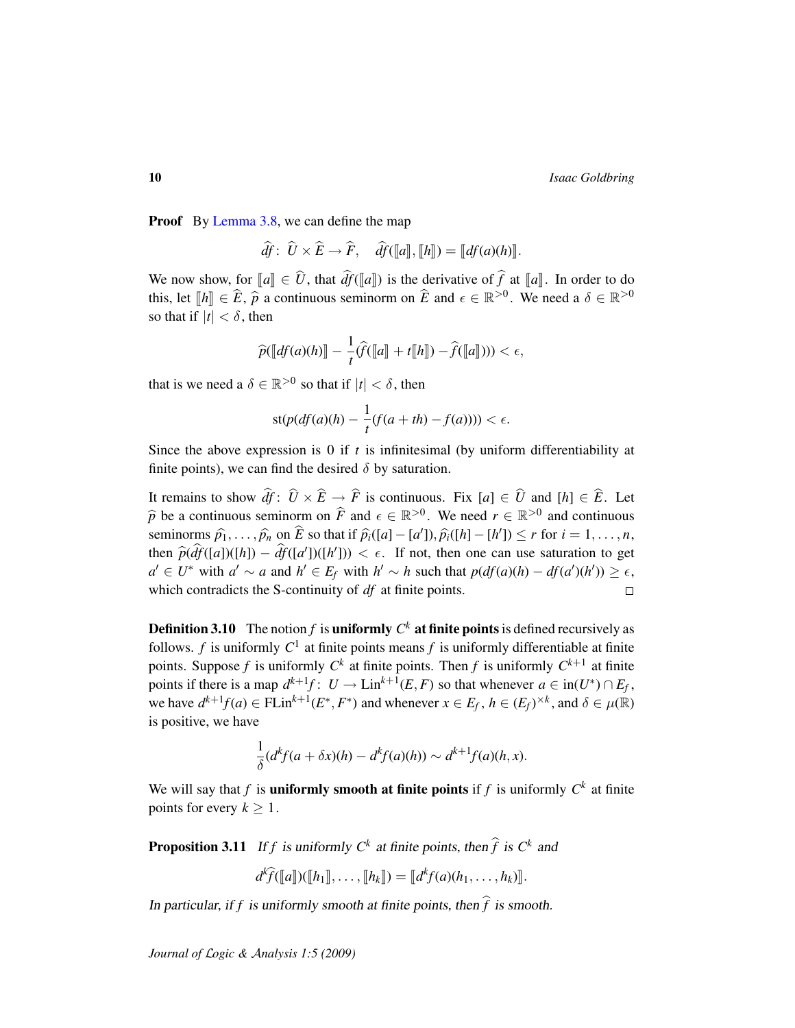**Proof** By Lemma 3.8, we can define the map

$$\widehat{df}\colon\ \widehat{U}\times\widehat{E}\to\widehat{F},\quad \widehat{df}(\llbracket a\rrbracket,\llbracket h\rrbracket)=\llbracket df(a)(h)\rrbracket.$$

We now show, for $\llbracket a\rrbracket\in\widehat{U}$, that $\widehat{df}(\llbracket a\rrbracket)$ is the derivative of $\widehat{f}$ at $\llbracket a\rrbracket$. In order to do this, let $\llbracket h\rrbracket\in\widehat{E}$, $\widehat{p}$ a continuous seminorm on $\widehat{E}$ and $\epsilon\in\mathbb{R}^{>0}$. We need a $\delta\in\mathbb{R}^{>0}$ so that if $|t|<\delta$, then

$$\widehat{p}(\llbracket df(a)(h)\rrbracket-\frac{1}{t}(\widehat{f}(\llbracket a\rrbracket+t\llbracket h\rrbracket)-\widehat{f}(\llbracket a\rrbracket)))<\epsilon,$$

that is we need a $\delta\in\mathbb{R}^{>0}$ so that if $|t|<\delta$, then

$$\mathrm{st}(p(df(a)(h)-\frac{1}{t}(f(a+th)-f(a))))<\epsilon.$$

Since the above expression is $0$ if $t$ is infinitesimal (by uniform differentiability at finite points), we can find the desired $\delta$ by saturation.

It remains to show $\widehat{df}\colon\ \widehat{U}\times\widehat{E}\to\widehat{F}$ is continuous. Fix $[a]\in\widehat{U}$ and $[h]\in\widehat{E}$. Let $\widehat{p}$ be a continuous seminorm on $\widehat{F}$ and $\epsilon\in\mathbb{R}^{>0}$. We need $r\in\mathbb{R}^{>0}$ and continuous seminorms $\widehat{p_1},\ldots,\widehat{p_n}$ on $\widehat{E}$ so that if $\widehat{p_i}([a]-[a']),\widehat{p_i}([h]-[h'])\le r$ for $i=1,\ldots,n$, then $\widehat{p}(\widehat{df}([a])([h])-\widehat{df}([a'])([h']))<\epsilon$. If not, then one can use saturation to get $a'\in U^*$ with $a'\sim a$ and $h'\in E_f$ with $h'\sim h$ such that $p(df(a)(h)-df(a')(h'))\ge\epsilon$, which contradicts the S-continuity of $df$ at finite points. $\square$

**Definition 3.10** The notion $f$ is **uniformly $C^k$ at finite points** is defined recursively as follows. $f$ is uniformly $C^1$ at finite points means $f$ is uniformly differentiable at finite points. Suppose $f$ is uniformly $C^k$ at finite points. Then $f$ is uniformly $C^{k+1}$ at finite points if there is a map $d^{k+1}f\colon\ U\to\mathrm{Lin}^{k+1}(E,F)$ so that whenever $a\in\mathrm{in}(U^*)\cap E_f$, we have $d^{k+1}f(a)\in\mathrm{FLin}^{k+1}(E^*,F^*)$ and whenever $x\in E_f$, $h\in(E_f)^{\times k}$, and $\delta\in\mu(\mathbb{R})$ is positive, we have

$$\frac{1}{\delta}(d^kf(a+\delta x)(h)-d^kf(a)(h))\sim d^{k+1}f(a)(h,x).$$

We will say that $f$ is **uniformly smooth at finite points** if $f$ is uniformly $C^k$ at finite points for every $k\ge 1$.

**Proposition 3.11** *If $f$ is uniformly $C^k$ at finite points, then $\widehat{f}$ is $C^k$ and*

$$d^k\widehat{f}(\llbracket a\rrbracket)(\llbracket h_1\rrbracket,\ldots,\llbracket h_k\rrbracket)=\llbracket d^kf(a)(h_1,\ldots,h_k)\rrbracket.$$

*In particular, if $f$ is uniformly smooth at finite points, then $\widehat{f}$ is smooth.*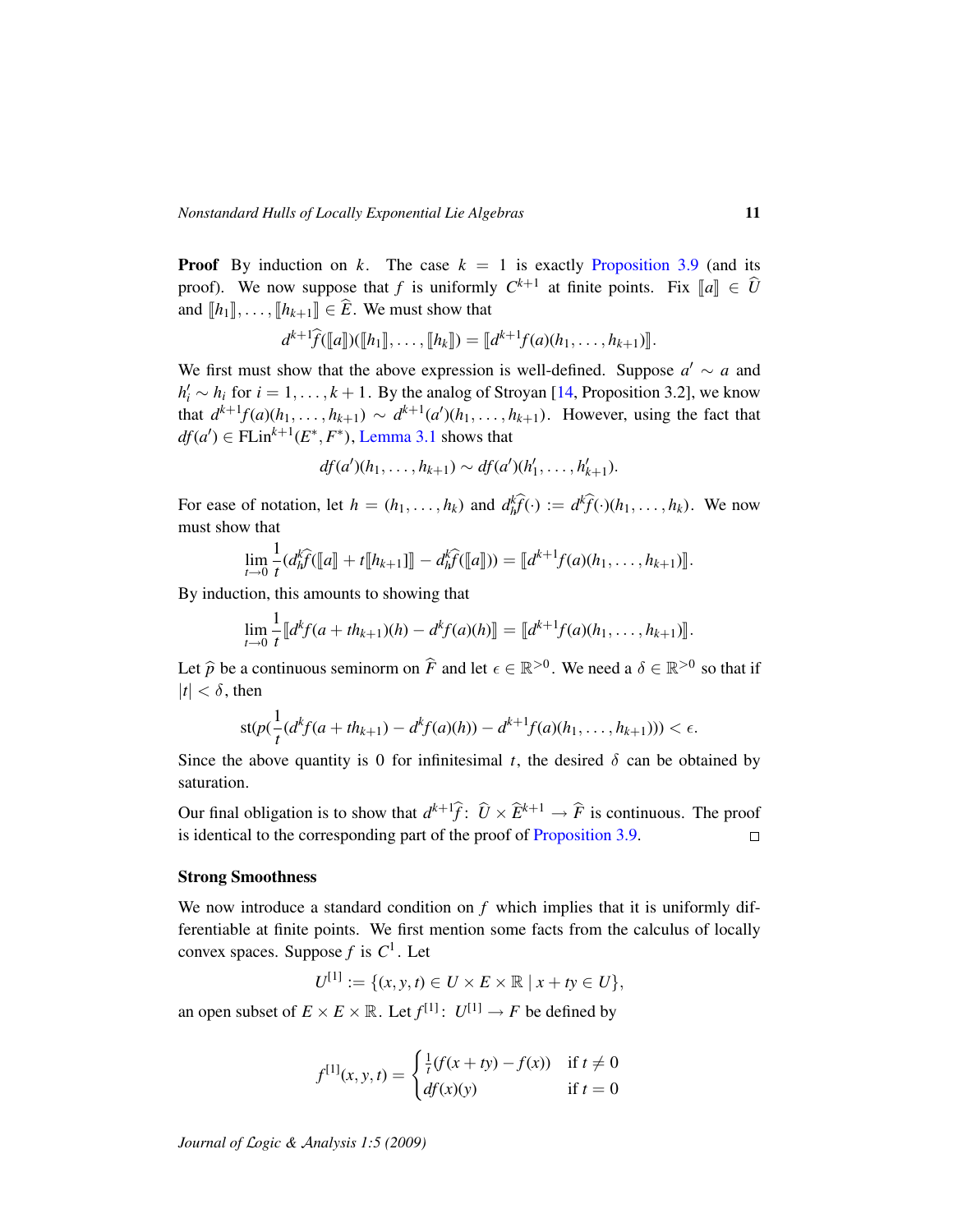**Proof** By induction on $k$. The case $k = 1$ is exactly Proposition 3.9 (and its proof). We now suppose that $f$ is uniformly $C^{k+1}$ at finite points. Fix $[\![a]\!] \in \widehat{U}$ and $[\![h_1]\!], \ldots, [\![h_{k+1}]\!] \in \widehat{E}$. We must show that

$$d^{k+1}\widehat{f}([\![a]\!])([\![h_1]\!], \ldots, [\![h_k]\!]) = [\![d^{k+1}f(a)(h_1, \ldots, h_{k+1})]\!].$$

We first must show that the above expression is well-defined. Suppose $a' \sim a$ and $h_i' \sim h_i$ for $i = 1, \ldots, k+1$. By the analog of Stroyan [14, Proposition 3.2], we know that $d^{k+1}f(a)(h_1, \ldots, h_{k+1}) \sim d^{k+1}(a')(h_1, \ldots, h_{k+1})$. However, using the fact that $df(a') \in \mathrm{FLin}^{k+1}(E^*, F^*)$, Lemma 3.1 shows that

$$df(a')(h_1, \ldots, h_{k+1}) \sim df(a')(h_1', \ldots, h_{k+1}').$$

For ease of notation, let $h = (h_1, \ldots, h_k)$ and $d_h^k\widehat{f}(\cdot) := d^k\widehat{f}(\cdot)(h_1, \ldots, h_k)$. We now must show that

$$\lim_{t \to 0} \frac{1}{t}(d_h^k\widehat{f}([\![a]\!] + t[\![h_{k+1}]\!]] - d_h^k\widehat{f}([\![a]\!])) = [\![d^{k+1}f(a)(h_1, \ldots, h_{k+1})]\!].$$

By induction, this amounts to showing that

$$\lim_{t \to 0} \frac{1}{t}[\![d^kf(a + th_{k+1})(h) - d^kf(a)(h)]\!] = [\![d^{k+1}f(a)(h_1, \ldots, h_{k+1})]\!].$$

Let $\widehat{p}$ be a continuous seminorm on $\widehat{F}$ and let $\epsilon \in \mathbb{R}^{>0}$. We need a $\delta \in \mathbb{R}^{>0}$ so that if $|t| < \delta$, then

$$\mathrm{st}(p(\frac{1}{t}(d^kf(a + th_{k+1}) - d^kf(a)(h)) - d^{k+1}f(a)(h_1, \ldots, h_{k+1}))) < \epsilon.$$

Since the above quantity is 0 for infinitesimal $t$, the desired $\delta$ can be obtained by saturation.

Our final obligation is to show that $d^{k+1}\widehat{f} \colon \widehat{U} \times \widehat{E}^{k+1} \to \widehat{F}$ is continuous. The proof is identical to the corresponding part of the proof of Proposition 3.9. $\square$

### Strong Smoothness

We now introduce a standard condition on $f$ which implies that it is uniformly differentiable at finite points. We first mention some facts from the calculus of locally convex spaces. Suppose $f$ is $C^1$. Let

$$U^{[1]} := \{(x, y, t) \in U \times E \times \mathbb{R} \mid x + ty \in U\},$$

an open subset of $E \times E \times \mathbb{R}$. Let $f^{[1]} \colon U^{[1]} \to F$ be defined by

$$f^{[1]}(x, y, t) = \begin{cases} \frac{1}{t}(f(x + ty) - f(x)) & \text{if } t \neq 0 \\ df(x)(y) & \text{if } t = 0 \end{cases}$$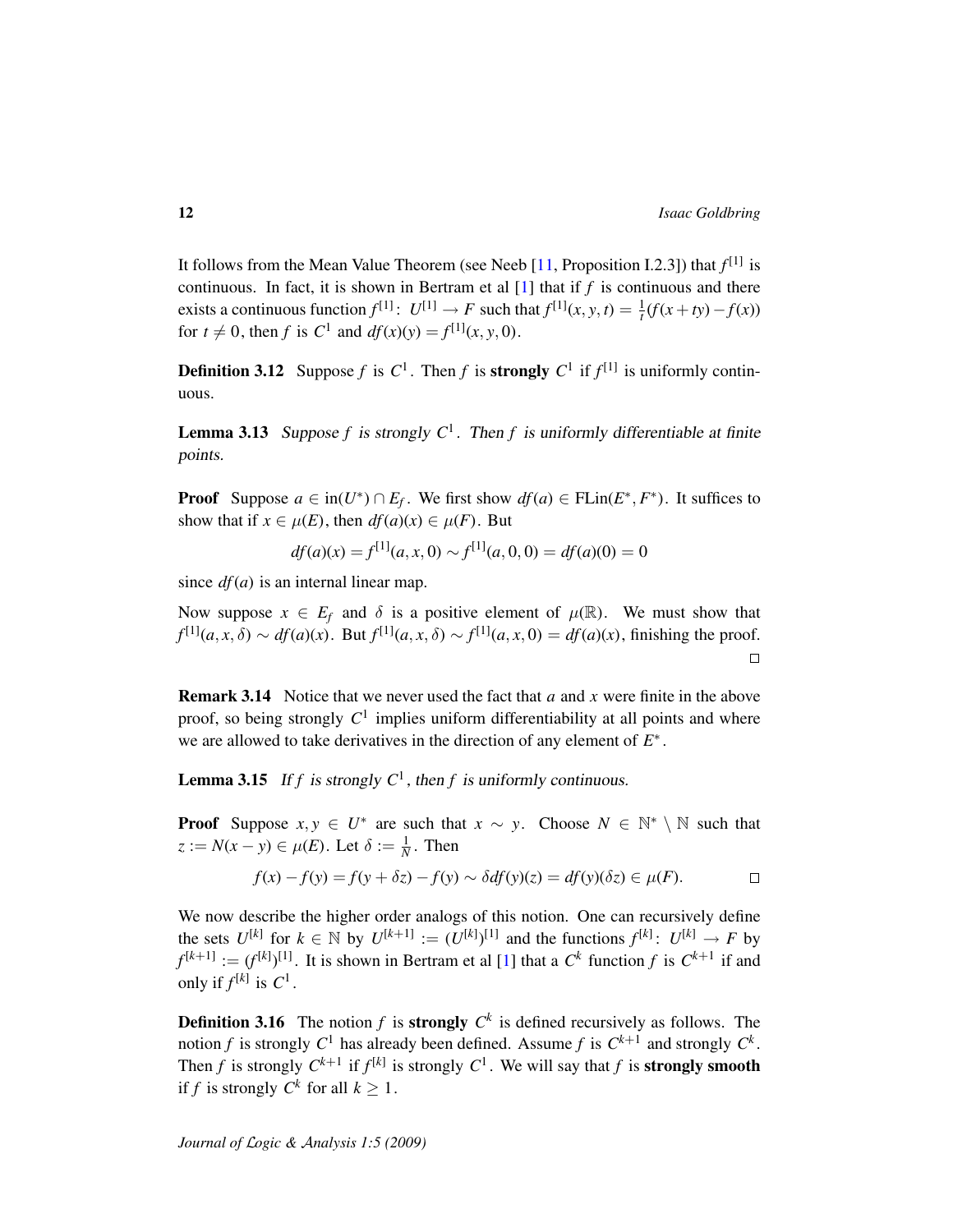It follows from the Mean Value Theorem (see Neeb [11, Proposition I.2.3]) that $f^{[1]}$ is continuous. In fact, it is shown in Bertram et al [1] that if $f$ is continuous and there exists a continuous function $f^{[1]}\colon U^{[1]} \to F$ such that $f^{[1]}(x,y,t) = \frac{1}{t}(f(x+ty)-f(x))$ for $t \neq 0$, then $f$ is $C^1$ and $df(x)(y) = f^{[1]}(x,y,0)$.

**Definition 3.12** Suppose $f$ is $C^1$. Then $f$ is **strongly** $C^1$ if $f^{[1]}$ is uniformly continuous.

**Lemma 3.13** *Suppose $f$ is strongly $C^1$. Then $f$ is uniformly differentiable at finite points.*

**Proof** Suppose $a \in \mathrm{in}(U^*) \cap E_f$. We first show $df(a) \in \mathrm{FLin}(E^*, F^*)$. It suffices to show that if $x \in \mu(E)$, then $df(a)(x) \in \mu(F)$. But

$$df(a)(x) = f^{[1]}(a,x,0) \sim f^{[1]}(a,0,0) = df(a)(0) = 0$$

since $df(a)$ is an internal linear map.

Now suppose $x \in E_f$ and $\delta$ is a positive element of $\mu(\mathbb{R})$. We must show that $f^{[1]}(a,x,\delta) \sim df(a)(x)$. But $f^{[1]}(a,x,\delta) \sim f^{[1]}(a,x,0) = df(a)(x)$, finishing the proof. $\square$

**Remark 3.14** Notice that we never used the fact that $a$ and $x$ were finite in the above proof, so being strongly $C^1$ implies uniform differentiability at all points and where we are allowed to take derivatives in the direction of any element of $E^*$.

**Lemma 3.15** *If $f$ is strongly $C^1$, then $f$ is uniformly continuous.*

**Proof** Suppose $x, y \in U^*$ are such that $x \sim y$. Choose $N \in \mathbb{N}^* \setminus \mathbb{N}$ such that $z := N(x-y) \in \mu(E)$. Let $\delta := \frac{1}{N}$. Then

$$f(x) - f(y) = f(y + \delta z) - f(y) \sim \delta df(y)(z) = df(y)(\delta z) \in \mu(F). \qquad \square$$

We now describe the higher order analogs of this notion. One can recursively define the sets $U^{[k]}$ for $k \in \mathbb{N}$ by $U^{[k+1]} := (U^{[k]})^{[1]}$ and the functions $f^{[k]}\colon U^{[k]} \to F$ by $f^{[k+1]} := (f^{[k]})^{[1]}$. It is shown in Bertram et al [1] that a $C^k$ function $f$ is $C^{k+1}$ if and only if $f^{[k]}$ is $C^1$.

**Definition 3.16** The notion $f$ is **strongly** $C^k$ is defined recursively as follows. The notion $f$ is strongly $C^1$ has already been defined. Assume $f$ is $C^{k+1}$ and strongly $C^k$. Then $f$ is strongly $C^{k+1}$ if $f^{[k]}$ is strongly $C^1$. We will say that $f$ is **strongly smooth** if $f$ is strongly $C^k$ for all $k \geq 1$.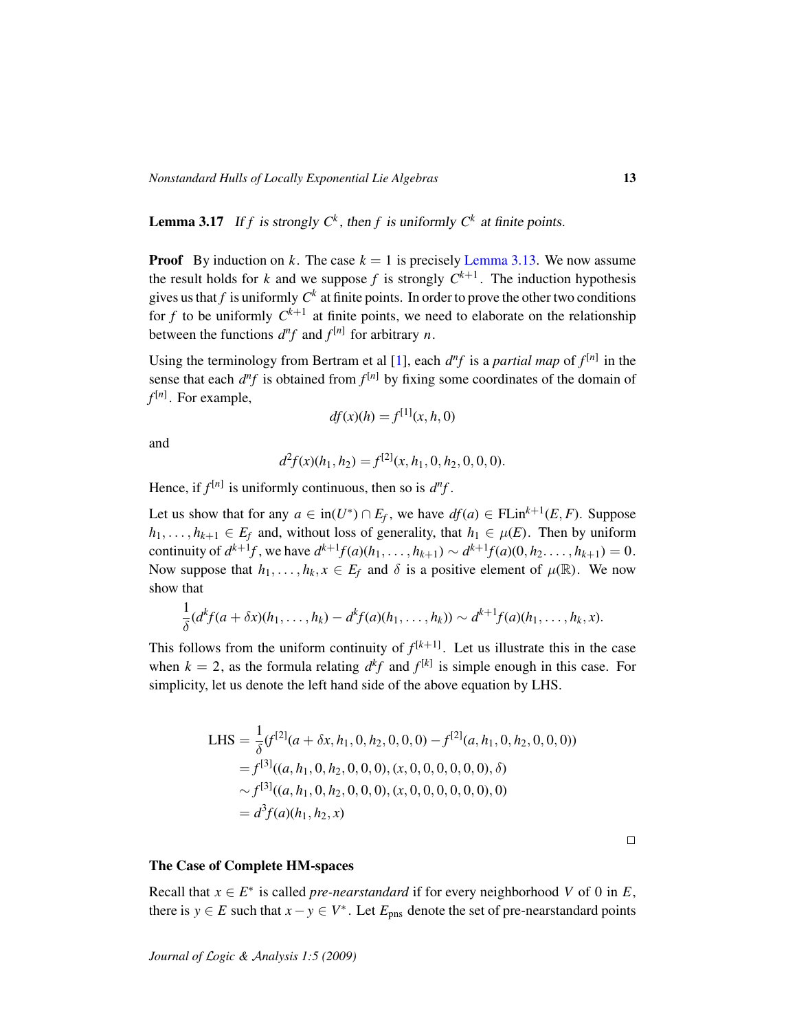**Lemma 3.17** *If $f$ is strongly $C^k$, then $f$ is uniformly $C^k$ at finite points.*

**Proof** By induction on $k$. The case $k = 1$ is precisely Lemma 3.13. We now assume the result holds for $k$ and we suppose $f$ is strongly $C^{k+1}$. The induction hypothesis gives us that $f$ is uniformly $C^k$ at finite points. In order to prove the other two conditions for $f$ to be uniformly $C^{k+1}$ at finite points, we need to elaborate on the relationship between the functions $d^n f$ and $f^{[n]}$ for arbitrary $n$.

Using the terminology from Bertram et al [1], each $d^n f$ is a *partial map* of $f^{[n]}$ in the sense that each $d^n f$ is obtained from $f^{[n]}$ by fixing some coordinates of the domain of $f^{[n]}$. For example,

$$df(x)(h) = f^{[1]}(x, h, 0)$$

and

$$d^2 f(x)(h_1, h_2) = f^{[2]}(x, h_1, 0, h_2, 0, 0, 0).$$

Hence, if $f^{[n]}$ is uniformly continuous, then so is $d^n f$.

Let us show that for any $a \in \mathrm{in}(U^*) \cap E_f$, we have $df(a) \in \mathrm{FLin}^{k+1}(E, F)$. Suppose $h_1, \ldots, h_{k+1} \in E_f$ and, without loss of generality, that $h_1 \in \mu(E)$. Then by uniform continuity of $d^{k+1} f$, we have $d^{k+1} f(a)(h_1, \ldots, h_{k+1}) \sim d^{k+1} f(a)(0, h_2 \ldots, h_{k+1}) = 0$. Now suppose that $h_1, \ldots, h_k, x \in E_f$ and $\delta$ is a positive element of $\mu(\mathbb{R})$. We now show that

$$\frac{1}{\delta}(d^k f(a + \delta x)(h_1, \ldots, h_k) - d^k f(a)(h_1, \ldots, h_k)) \sim d^{k+1} f(a)(h_1, \ldots, h_k, x).$$

This follows from the uniform continuity of $f^{[k+1]}$. Let us illustrate this in the case when $k = 2$, as the formula relating $d^k f$ and $f^{[k]}$ is simple enough in this case. For simplicity, let us denote the left hand side of the above equation by LHS.

$$\begin{aligned}
\mathrm{LHS} &= \frac{1}{\delta}(f^{[2]}(a + \delta x, h_1, 0, h_2, 0, 0, 0) - f^{[2]}(a, h_1, 0, h_2, 0, 0, 0)) \\
&= f^{[3]}((a, h_1, 0, h_2, 0, 0, 0), (x, 0, 0, 0, 0, 0, 0), \delta) \\
&\sim f^{[3]}((a, h_1, 0, h_2, 0, 0, 0), (x, 0, 0, 0, 0, 0, 0), 0) \\
&= d^3 f(a)(h_1, h_2, x)
\end{aligned}$$

□

### The Case of Complete HM-spaces

Recall that $x \in E^*$ is called *pre-nearstandard* if for every neighborhood $V$ of 0 in $E$, there is $y \in E$ such that $x - y \in V^*$. Let $E_{\mathrm{pns}}$ denote the set of pre-nearstandard points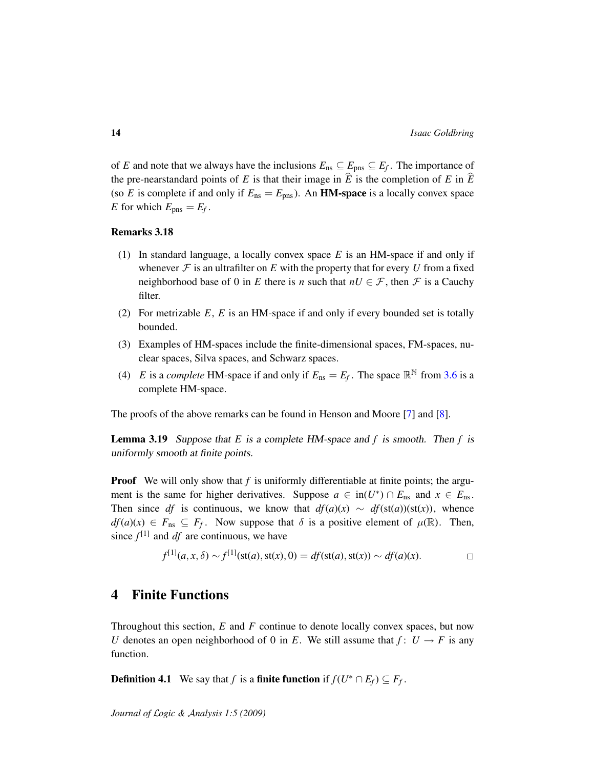of $E$ and note that we always have the inclusions $E_{\text{ns}} \subseteq E_{\text{pns}} \subseteq E_f$. The importance of the pre-nearstandard points of $E$ is that their image in $\widehat{E}$ is the completion of $E$ in $\widehat{E}$ (so $E$ is complete if and only if $E_{\text{ns}} = E_{\text{pns}}$). An **HM-space** is a locally convex space $E$ for which $E_{\text{pns}} = E_f$.

**Remarks 3.18**

1. In standard language, a locally convex space $E$ is an HM-space if and only if whenever $\mathcal{F}$ is an ultrafilter on $E$ with the property that for every $U$ from a fixed neighborhood base of 0 in $E$ there is $n$ such that $nU \in \mathcal{F}$, then $\mathcal{F}$ is a Cauchy filter.
2. For metrizable $E$, $E$ is an HM-space if and only if every bounded set is totally bounded.
3. Examples of HM-spaces include the finite-dimensional spaces, FM-spaces, nuclear spaces, Silva spaces, and Schwarz spaces.
4. $E$ is a *complete* HM-space if and only if $E_{\text{ns}} = E_f$. The space $\mathbb{R}^{\mathbb{N}}$ from 3.6 is a complete HM-space.

The proofs of the above remarks can be found in Henson and Moore [7] and [8].

**Lemma 3.19** *Suppose that $E$ is a complete HM-space and $f$ is smooth. Then $f$ is uniformly smooth at finite points.*

**Proof** We will only show that $f$ is uniformly differentiable at finite points; the argument is the same for higher derivatives. Suppose $a \in \text{in}(U^*) \cap E_{\text{ns}}$ and $x \in E_{\text{ns}}$. Then since $df$ is continuous, we know that $df(a)(x) \sim df(\text{st}(a))(\text{st}(x))$, whence $df(a)(x) \in F_{\text{ns}} \subseteq F_f$. Now suppose that $\delta$ is a positive element of $\mu(\mathbb{R})$. Then, since $f^{[1]}$ and $df$ are continuous, we have

$$f^{[1]}(a, x, \delta) \sim f^{[1]}(\text{st}(a), \text{st}(x), 0) = df(\text{st}(a), \text{st}(x)) \sim df(a)(x). \qquad \square$$

## 4 Finite Functions

Throughout this section, $E$ and $F$ continue to denote locally convex spaces, but now $U$ denotes an open neighborhood of 0 in $E$. We still assume that $f\colon U \to F$ is any function.

**Definition 4.1** We say that $f$ is a **finite function** if $f(U^* \cap E_f) \subseteq F_f$.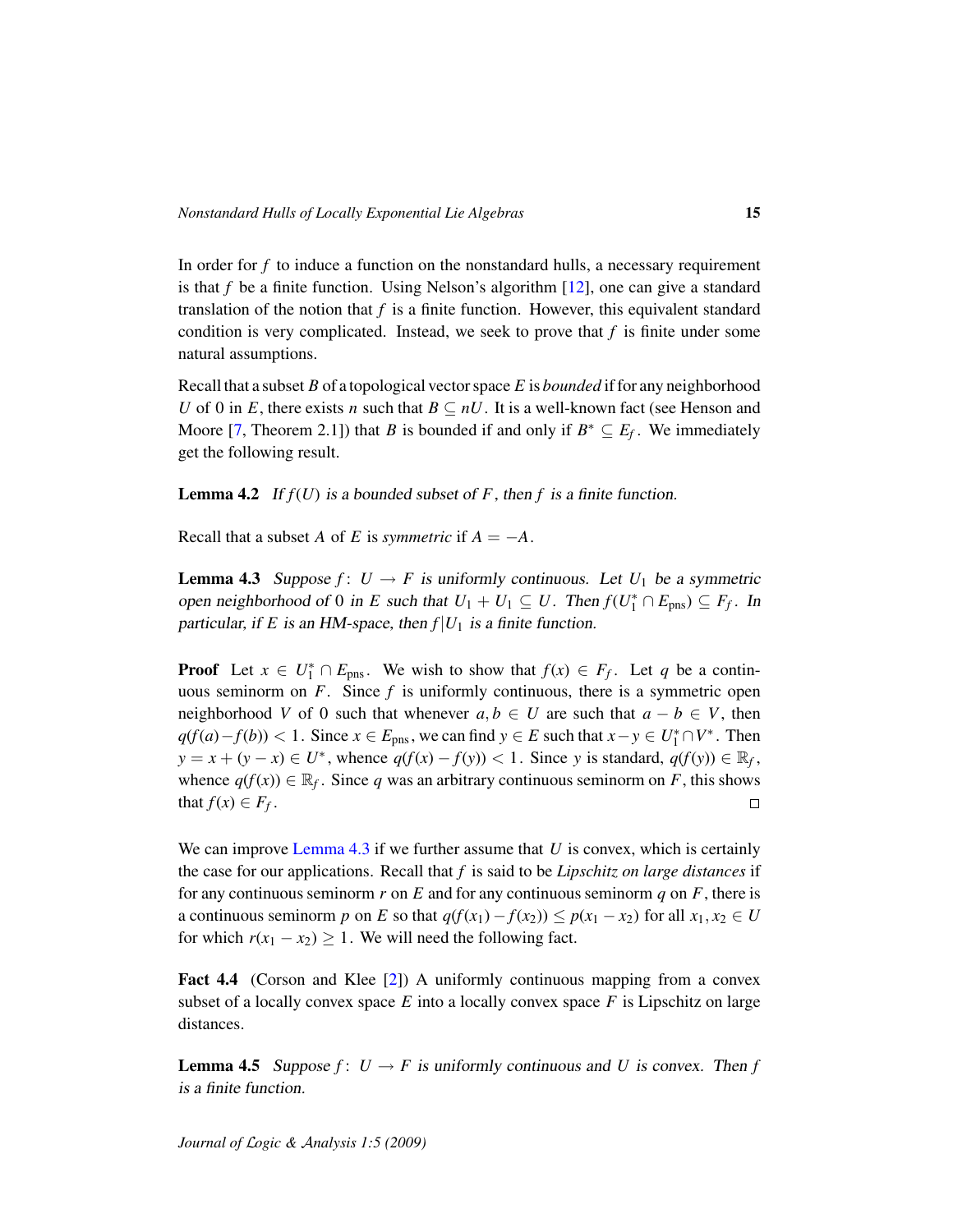In order for $f$ to induce a function on the nonstandard hulls, a necessary requirement is that $f$ be a finite function. Using Nelson's algorithm [12], one can give a standard translation of the notion that $f$ is a finite function. However, this equivalent standard condition is very complicated. Instead, we seek to prove that $f$ is finite under some natural assumptions.

Recall that a subset $B$ of a topological vector space $E$ is *bounded* if for any neighborhood $U$ of 0 in $E$, there exists $n$ such that $B \subseteq nU$. It is a well-known fact (see Henson and Moore [7, Theorem 2.1]) that $B$ is bounded if and only if $B^* \subseteq E_f$. We immediately get the following result.

**Lemma 4.2** *If $f(U)$ is a bounded subset of $F$, then $f$ is a finite function.*

Recall that a subset $A$ of $E$ is *symmetric* if $A = -A$.

**Lemma 4.3** *Suppose $f\colon U \to F$ is uniformly continuous. Let $U_1$ be a symmetric open neighborhood of 0 in $E$ such that $U_1 + U_1 \subseteq U$. Then $f(U_1^* \cap E_{\text{pns}}) \subseteq F_f$. In particular, if $E$ is an HM-space, then $f|U_1$ is a finite function.*

**Proof** Let $x \in U_1^* \cap E_{\text{pns}}$. We wish to show that $f(x) \in F_f$. Let $q$ be a continuous seminorm on $F$. Since $f$ is uniformly continuous, there is a symmetric open neighborhood $V$ of 0 such that whenever $a, b \in U$ are such that $a - b \in V$, then $q(f(a) - f(b)) < 1$. Since $x \in E_{\text{pns}}$, we can find $y \in E$ such that $x - y \in U_1^* \cap V^*$. Then $y = x + (y - x) \in U^*$, whence $q(f(x) - f(y)) < 1$. Since $y$ is standard, $q(f(y)) \in \mathbb{R}_f$, whence $q(f(x)) \in \mathbb{R}_f$. Since $q$ was an arbitrary continuous seminorm on $F$, this shows that $f(x) \in F_f$. $\square$

We can improve Lemma 4.3 if we further assume that $U$ is convex, which is certainly the case for our applications. Recall that $f$ is said to be *Lipschitz on large distances* if for any continuous seminorm $r$ on $E$ and for any continuous seminorm $q$ on $F$, there is a continuous seminorm $p$ on $E$ so that $q(f(x_1) - f(x_2)) \le p(x_1 - x_2)$ for all $x_1, x_2 \in U$ for which $r(x_1 - x_2) \ge 1$. We will need the following fact.

**Fact 4.4** (Corson and Klee [2]) A uniformly continuous mapping from a convex subset of a locally convex space $E$ into a locally convex space $F$ is Lipschitz on large distances.

**Lemma 4.5** *Suppose $f\colon U \to F$ is uniformly continuous and $U$ is convex. Then $f$ is a finite function.*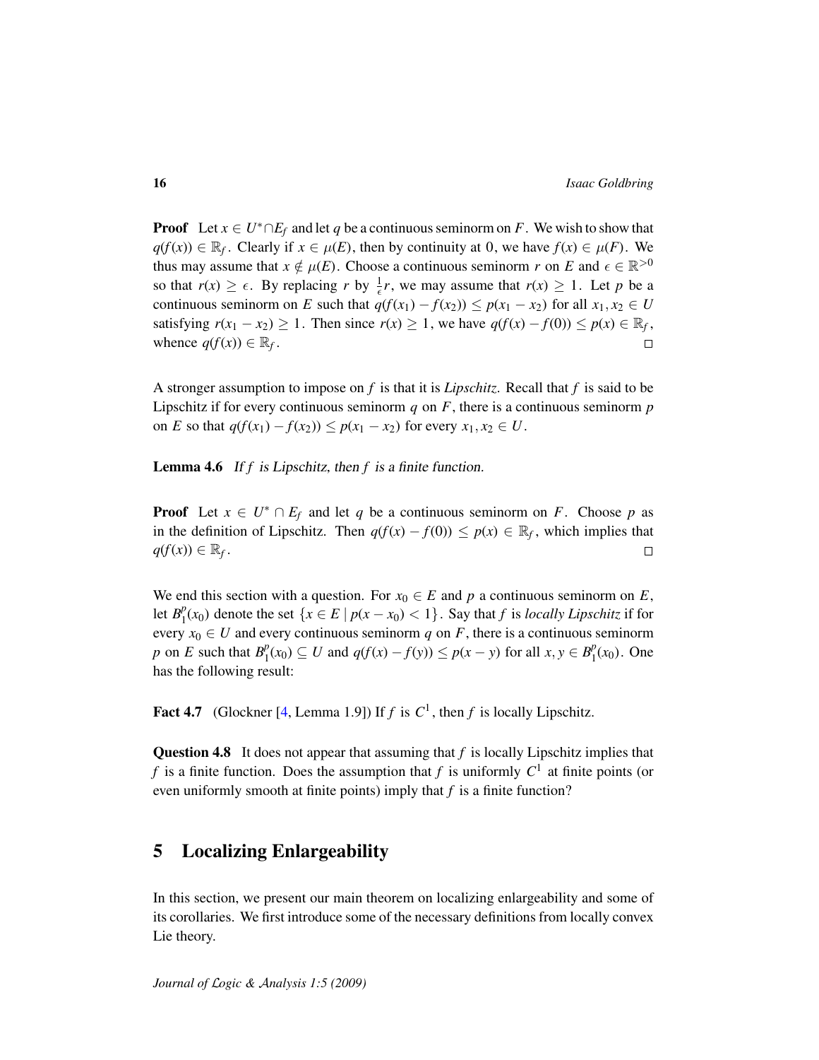**Proof** Let $x \in U^* \cap E_f$ and let $q$ be a continuous seminorm on $F$. We wish to show that $q(f(x)) \in \mathbb{R}_f$. Clearly if $x \in \mu(E)$, then by continuity at 0, we have $f(x) \in \mu(F)$. We thus may assume that $x \notin \mu(E)$. Choose a continuous seminorm $r$ on $E$ and $\epsilon \in \mathbb{R}^{>0}$ so that $r(x) \geq \epsilon$. By replacing $r$ by $\frac{1}{\epsilon}r$, we may assume that $r(x) \geq 1$. Let $p$ be a continuous seminorm on $E$ such that $q(f(x_1) - f(x_2)) \leq p(x_1 - x_2)$ for all $x_1, x_2 \in U$ satisfying $r(x_1 - x_2) \geq 1$. Then since $r(x) \geq 1$, we have $q(f(x) - f(0)) \leq p(x) \in \mathbb{R}_f$, whence $q(f(x)) \in \mathbb{R}_f$. □

A stronger assumption to impose on $f$ is that it is *Lipschitz*. Recall that $f$ is said to be Lipschitz if for every continuous seminorm $q$ on $F$, there is a continuous seminorm $p$ on $E$ so that $q(f(x_1) - f(x_2)) \leq p(x_1 - x_2)$ for every $x_1, x_2 \in U$.

**Lemma 4.6** *If $f$ is Lipschitz, then $f$ is a finite function.*

**Proof** Let $x \in U^* \cap E_f$ and let $q$ be a continuous seminorm on $F$. Choose $p$ as in the definition of Lipschitz. Then $q(f(x) - f(0)) \leq p(x) \in \mathbb{R}_f$, which implies that $q(f(x)) \in \mathbb{R}_f$. □

We end this section with a question. For $x_0 \in E$ and $p$ a continuous seminorm on $E$, let $B_1^p(x_0)$ denote the set $\{x \in E \mid p(x - x_0) < 1\}$. Say that $f$ is *locally Lipschitz* if for every $x_0 \in U$ and every continuous seminorm $q$ on $F$, there is a continuous seminorm $p$ on $E$ such that $B_1^p(x_0) \subseteq U$ and $q(f(x) - f(y)) \leq p(x - y)$ for all $x, y \in B_1^p(x_0)$. One has the following result:

**Fact 4.7** (Glockner [4, Lemma 1.9]) If $f$ is $C^1$, then $f$ is locally Lipschitz.

**Question 4.8** It does not appear that assuming that $f$ is locally Lipschitz implies that $f$ is a finite function. Does the assumption that $f$ is uniformly $C^1$ at finite points (or even uniformly smooth at finite points) imply that $f$ is a finite function?

## 5 Localizing Enlargeability

In this section, we present our main theorem on localizing enlargeability and some of its corollaries. We first introduce some of the necessary definitions from locally convex Lie theory.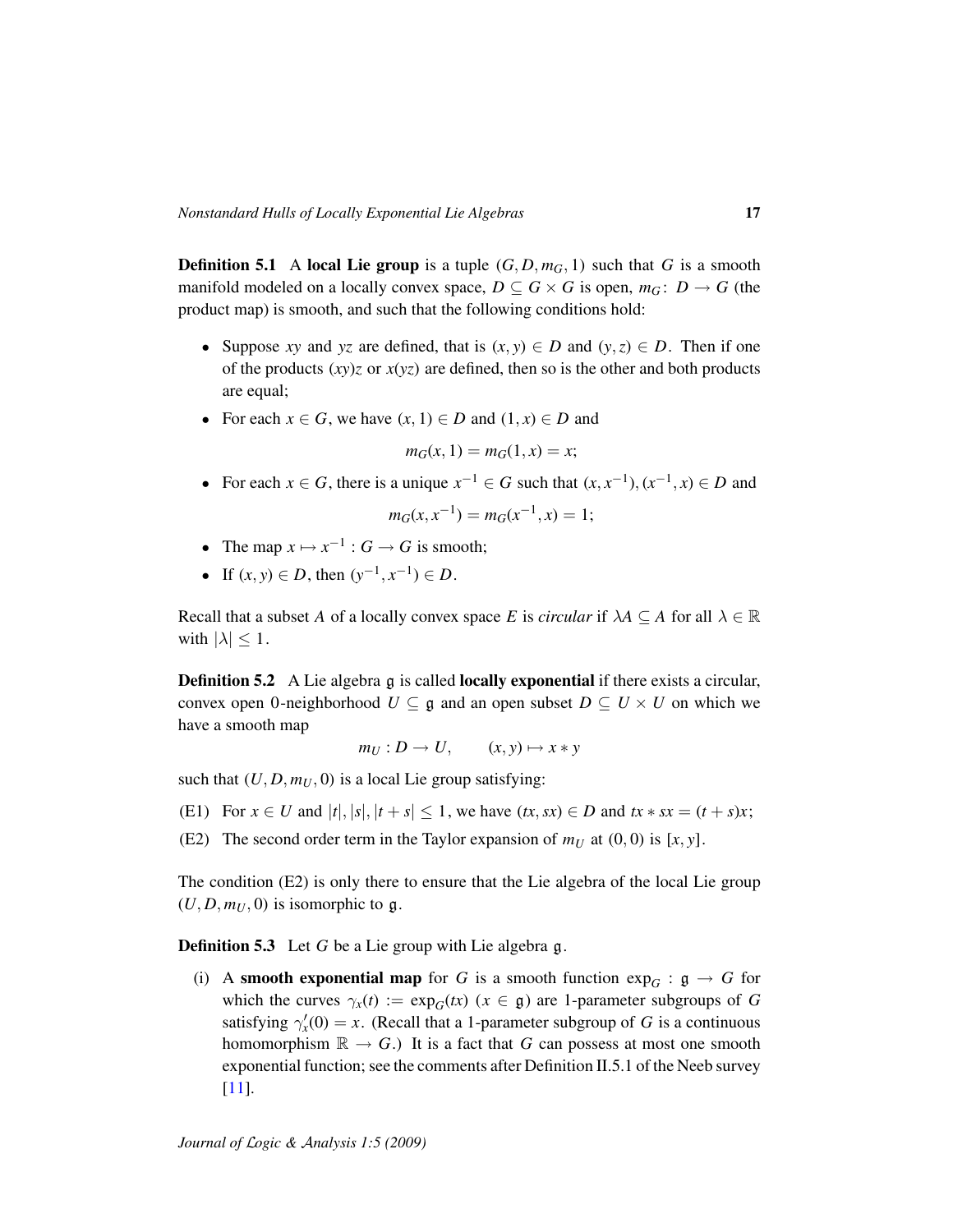**Definition 5.1** A **local Lie group** is a tuple $(G, D, m_G, 1)$ such that $G$ is a smooth manifold modeled on a locally convex space, $D \subseteq G \times G$ is open, $m_G \colon D \to G$ (the product map) is smooth, and such that the following conditions hold:

- Suppose $xy$ and $yz$ are defined, that is $(x, y) \in D$ and $(y, z) \in D$. Then if one of the products $(xy)z$ or $x(yz)$ are defined, then so is the other and both products are equal;
- For each $x \in G$, we have $(x, 1) \in D$ and $(1, x) \in D$ and
$$m_G(x, 1) = m_G(1, x) = x;$$
- For each $x \in G$, there is a unique $x^{-1} \in G$ such that $(x, x^{-1}), (x^{-1}, x) \in D$ and
$$m_G(x, x^{-1}) = m_G(x^{-1}, x) = 1;$$
- The map $x \mapsto x^{-1} : G \to G$ is smooth;
- If $(x, y) \in D$, then $(y^{-1}, x^{-1}) \in D$.

Recall that a subset $A$ of a locally convex space $E$ is *circular* if $\lambda A \subseteq A$ for all $\lambda \in \mathbb{R}$ with $|\lambda| \leq 1$.

**Definition 5.2** A Lie algebra $\mathfrak{g}$ is called **locally exponential** if there exists a circular, convex open 0-neighborhood $U \subseteq \mathfrak{g}$ and an open subset $D \subseteq U \times U$ on which we have a smooth map

$$m_U : D \to U, \qquad (x, y) \mapsto x * y$$

such that $(U, D, m_U, 0)$ is a local Lie group satisfying:

(E1) For $x \in U$ and $|t|, |s|, |t + s| \leq 1$, we have $(tx, sx) \in D$ and $tx * sx = (t + s)x$;

(E2) The second order term in the Taylor expansion of $m_U$ at $(0, 0)$ is $[x, y]$.

The condition (E2) is only there to ensure that the Lie algebra of the local Lie group $(U, D, m_U, 0)$ is isomorphic to $\mathfrak{g}$.

**Definition 5.3** Let $G$ be a Lie group with Lie algebra $\mathfrak{g}$.

(i) A **smooth exponential map** for $G$ is a smooth function $\exp_G : \mathfrak{g} \to G$ for which the curves $\gamma_x(t) := \exp_G(tx)$ $(x \in \mathfrak{g})$ are 1-parameter subgroups of $G$ satisfying $\gamma_x'(0) = x$. (Recall that a 1-parameter subgroup of $G$ is a continuous homomorphism $\mathbb{R} \to G$.) It is a fact that $G$ can possess at most one smooth exponential function; see the comments after Definition II.5.1 of the Neeb survey [11].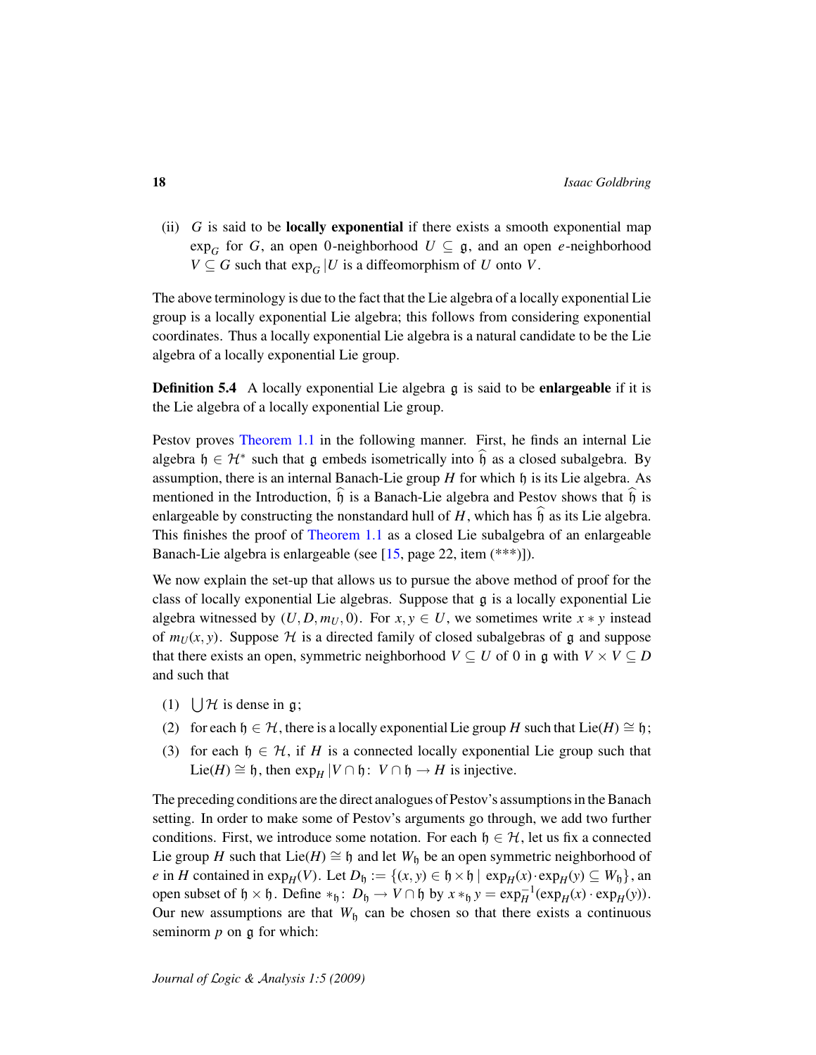(ii) $G$ is said to be **locally exponential** if there exists a smooth exponential map $\exp_G$ for $G$, an open 0-neighborhood $U \subseteq \mathfrak{g}$, and an open $e$-neighborhood $V \subseteq G$ such that $\exp_G|U$ is a diffeomorphism of $U$ onto $V$.

The above terminology is due to the fact that the Lie algebra of a locally exponential Lie group is a locally exponential Lie algebra; this follows from considering exponential coordinates. Thus a locally exponential Lie algebra is a natural candidate to be the Lie algebra of a locally exponential Lie group.

**Definition 5.4** A locally exponential Lie algebra $\mathfrak{g}$ is said to be **enlargeable** if it is the Lie algebra of a locally exponential Lie group.

Pestov proves Theorem 1.1 in the following manner. First, he finds an internal Lie algebra $\mathfrak{h} \in \mathcal{H}^*$ such that $\mathfrak{g}$ embeds isometrically into $\widehat{\mathfrak{h}}$ as a closed subalgebra. By assumption, there is an internal Banach-Lie group $H$ for which $\mathfrak{h}$ is its Lie algebra. As mentioned in the Introduction, $\widehat{\mathfrak{h}}$ is a Banach-Lie algebra and Pestov shows that $\widehat{\mathfrak{h}}$ is enlargeable by constructing the nonstandard hull of $H$, which has $\widehat{\mathfrak{h}}$ as its Lie algebra. This finishes the proof of Theorem 1.1 as a closed Lie subalgebra of an enlargeable Banach-Lie algebra is enlargeable (see [15, page 22, item (***)]).

We now explain the set-up that allows us to pursue the above method of proof for the class of locally exponential Lie algebras. Suppose that $\mathfrak{g}$ is a locally exponential Lie algebra witnessed by $(U, D, m_U, 0)$. For $x, y \in U$, we sometimes write $x * y$ instead of $m_U(x, y)$. Suppose $\mathcal{H}$ is a directed family of closed subalgebras of $\mathfrak{g}$ and suppose that there exists an open, symmetric neighborhood $V \subseteq U$ of 0 in $\mathfrak{g}$ with $V \times V \subseteq D$ and such that

1. $\bigcup \mathcal{H}$ is dense in $\mathfrak{g}$;
2. for each $\mathfrak{h} \in \mathcal{H}$, there is a locally exponential Lie group $H$ such that $\mathrm{Lie}(H) \cong \mathfrak{h}$;
3. for each $\mathfrak{h} \in \mathcal{H}$, if $H$ is a connected locally exponential Lie group such that $\mathrm{Lie}(H) \cong \mathfrak{h}$, then $\exp_H|V \cap \mathfrak{h} \colon V \cap \mathfrak{h} \to H$ is injective.

The preceding conditions are the direct analogues of Pestov's assumptions in the Banach setting. In order to make some of Pestov's arguments go through, we add two further conditions. First, we introduce some notation. For each $\mathfrak{h} \in \mathcal{H}$, let us fix a connected Lie group $H$ such that $\mathrm{Lie}(H) \cong \mathfrak{h}$ and let $W_{\mathfrak{h}}$ be an open symmetric neighborhood of $e$ in $H$ contained in $\exp_H(V)$. Let $D_{\mathfrak{h}} := \{(x, y) \in \mathfrak{h} \times \mathfrak{h} \mid \exp_H(x) \cdot \exp_H(y) \subseteq W_{\mathfrak{h}}\}$, an open subset of $\mathfrak{h} \times \mathfrak{h}$. Define $*_{\mathfrak{h}} \colon D_{\mathfrak{h}} \to V \cap \mathfrak{h}$ by $x *_{\mathfrak{h}} y = \exp_H^{-1}(\exp_H(x) \cdot \exp_H(y))$. Our new assumptions are that $W_{\mathfrak{h}}$ can be chosen so that there exists a continuous seminorm $p$ on $\mathfrak{g}$ for which: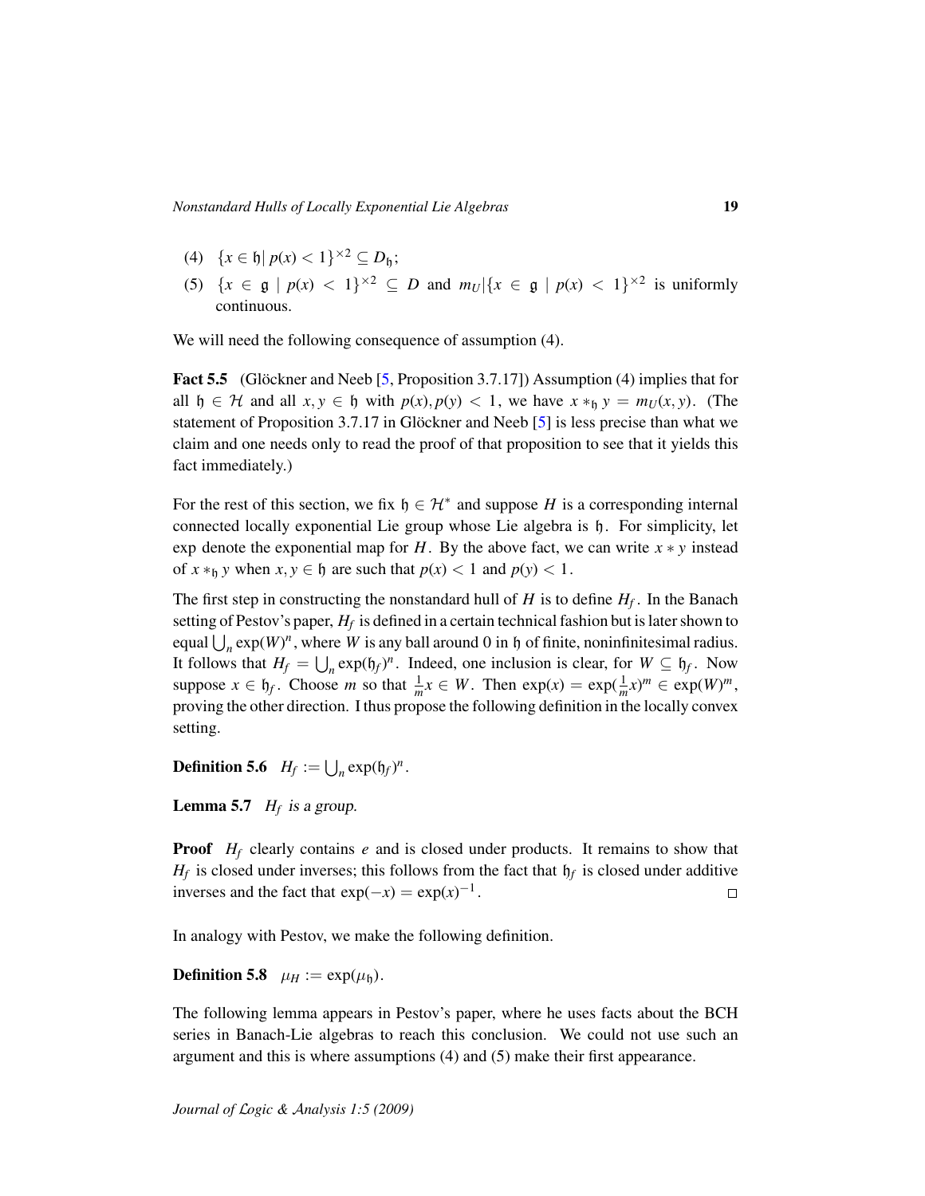(4) $\{x \in \mathfrak{h} \mid p(x) < 1\}^{\times 2} \subseteq D_{\mathfrak{h}}$;

(5) $\{x \in \mathfrak{g} \mid p(x) < 1\}^{\times 2} \subseteq D$ and $m_U|\{x \in \mathfrak{g} \mid p(x) < 1\}^{\times 2}$ is uniformly continuous.

We will need the following consequence of assumption (4).

**Fact 5.5** (Glöckner and Neeb [5, Proposition 3.7.17]) Assumption (4) implies that for all $\mathfrak{h} \in \mathcal{H}$ and all $x, y \in \mathfrak{h}$ with $p(x), p(y) < 1$, we have $x *_{\mathfrak{h}} y = m_U(x, y)$. (The statement of Proposition 3.7.17 in Glöckner and Neeb [5] is less precise than what we claim and one needs only to read the proof of that proposition to see that it yields this fact immediately.)

For the rest of this section, we fix $\mathfrak{h} \in \mathcal{H}^*$ and suppose $H$ is a corresponding internal connected locally exponential Lie group whose Lie algebra is $\mathfrak{h}$. For simplicity, let exp denote the exponential map for $H$. By the above fact, we can write $x * y$ instead of $x *_{\mathfrak{h}} y$ when $x, y \in \mathfrak{h}$ are such that $p(x) < 1$ and $p(y) < 1$.

The first step in constructing the nonstandard hull of $H$ is to define $H_f$. In the Banach setting of Pestov's paper, $H_f$ is defined in a certain technical fashion but is later shown to equal $\bigcup_n \exp(W)^n$, where $W$ is any ball around 0 in $\mathfrak{h}$ of finite, noninfinitesimal radius. It follows that $H_f = \bigcup_n \exp(\mathfrak{h}_f)^n$. Indeed, one inclusion is clear, for $W \subseteq \mathfrak{h}_f$. Now suppose $x \in \mathfrak{h}_f$. Choose $m$ so that $\frac{1}{m}x \in W$. Then $\exp(x) = \exp(\frac{1}{m}x)^m \in \exp(W)^m$, proving the other direction. I thus propose the following definition in the locally convex setting.

**Definition 5.6** $H_f := \bigcup_n \exp(\mathfrak{h}_f)^n$.

**Lemma 5.7** *$H_f$ is a group.*

**Proof** $H_f$ clearly contains $e$ and is closed under products. It remains to show that $H_f$ is closed under inverses; this follows from the fact that $\mathfrak{h}_f$ is closed under additive inverses and the fact that $\exp(-x) = \exp(x)^{-1}$. $\square$

In analogy with Pestov, we make the following definition.

**Definition 5.8** $\mu_H := \exp(\mu_{\mathfrak{h}})$.

The following lemma appears in Pestov's paper, where he uses facts about the BCH series in Banach-Lie algebras to reach this conclusion. We could not use such an argument and this is where assumptions (4) and (5) make their first appearance.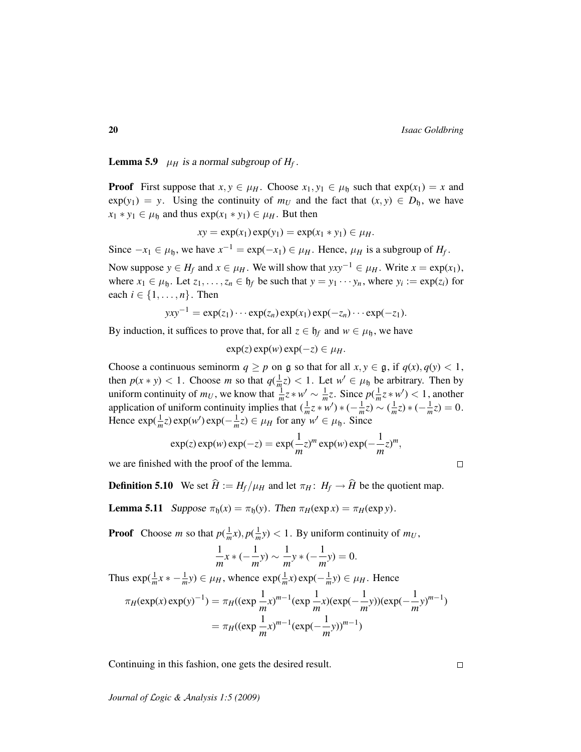**Lemma 5.9** *$\mu_H$ is a normal subgroup of $H_f$.*

**Proof** First suppose that $x, y \in \mu_H$. Choose $x_1, y_1 \in \mu_{\mathfrak{h}}$ such that $\exp(x_1) = x$ and $\exp(y_1) = y$. Using the continuity of $m_U$ and the fact that $(x, y) \in D_{\mathfrak{h}}$, we have $x_1 * y_1 \in \mu_{\mathfrak{h}}$ and thus $\exp(x_1 * y_1) \in \mu_H$. But then

$$xy = \exp(x_1)\exp(y_1) = \exp(x_1 * y_1) \in \mu_H.$$

Since $-x_1 \in \mu_{\mathfrak{h}}$, we have $x^{-1} = \exp(-x_1) \in \mu_H$. Hence, $\mu_H$ is a subgroup of $H_f$.

Now suppose $y \in H_f$ and $x \in \mu_H$. We will show that $yxy^{-1} \in \mu_H$. Write $x = \exp(x_1)$, where $x_1 \in \mu_{\mathfrak{h}}$. Let $z_1, \ldots, z_n \in \mathfrak{h}_f$ be such that $y = y_1 \cdots y_n$, where $y_i := \exp(z_i)$ for each $i \in \{1, \ldots, n\}$. Then

$$yxy^{-1} = \exp(z_1)\cdots\exp(z_n)\exp(x_1)\exp(-z_n)\cdots\exp(-z_1).$$

By induction, it suffices to prove that, for all $z \in \mathfrak{h}_f$ and $w \in \mu_{\mathfrak{h}}$, we have

$$\exp(z)\exp(w)\exp(-z) \in \mu_H.$$

Choose a continuous seminorm $q \geq p$ on $\mathfrak{g}$ so that for all $x, y \in \mathfrak{g}$, if $q(x), q(y) < 1$, then $p(x * y) < 1$. Choose $m$ so that $q(\frac{1}{m}z) < 1$. Let $w' \in \mu_{\mathfrak{h}}$ be arbitrary. Then by uniform continuity of $m_U$, we know that $\frac{1}{m}z * w' \sim \frac{1}{m}z$. Since $p(\frac{1}{m}z * w') < 1$, another application of uniform continuity implies that $(\frac{1}{m}z * w') * (-\frac{1}{m}z) \sim (\frac{1}{m}z) * (-\frac{1}{m}z) = 0$. Hence $\exp(\frac{1}{m}z)\exp(w')\exp(-\frac{1}{m}z) \in \mu_H$ for any $w' \in \mu_{\mathfrak{h}}$. Since

$$\exp(z)\exp(w)\exp(-z) = \exp(\frac{1}{m}z)^m \exp(w)\exp(-\frac{1}{m}z)^m,$$

we are finished with the proof of the lemma. □

**Definition 5.10** We set $\widehat{H} := H_f/\mu_H$ and let $\pi_H \colon H_f \to \widehat{H}$ be the quotient map.

**Lemma 5.11** *Suppose $\pi_{\mathfrak{h}}(x) = \pi_{\mathfrak{h}}(y)$. Then $\pi_H(\exp x) = \pi_H(\exp y)$.*

**Proof** Choose $m$ so that $p(\frac{1}{m}x), p(\frac{1}{m}y) < 1$. By uniform continuity of $m_U$,

$$\frac{1}{m}x * (-\frac{1}{m}y) \sim \frac{1}{m}y * (-\frac{1}{m}y) = 0.$$

Thus $\exp(\frac{1}{m}x * -\frac{1}{m}y) \in \mu_H$, whence $\exp(\frac{1}{m}x)\exp(-\frac{1}{m}y) \in \mu_H$. Hence

$$\begin{aligned}
\pi_H(\exp(x)\exp(y)^{-1}) &= \pi_H((\exp\frac{1}{m}x)^{m-1}(\exp\frac{1}{m}x)(\exp(-\frac{1}{m}y))(\exp(-\frac{1}{m}y)^{m-1}) \\
&= \pi_H((\exp\frac{1}{m}x)^{m-1}(\exp(-\frac{1}{m}y))^{m-1})
\end{aligned}$$

Continuing in this fashion, one gets the desired result. □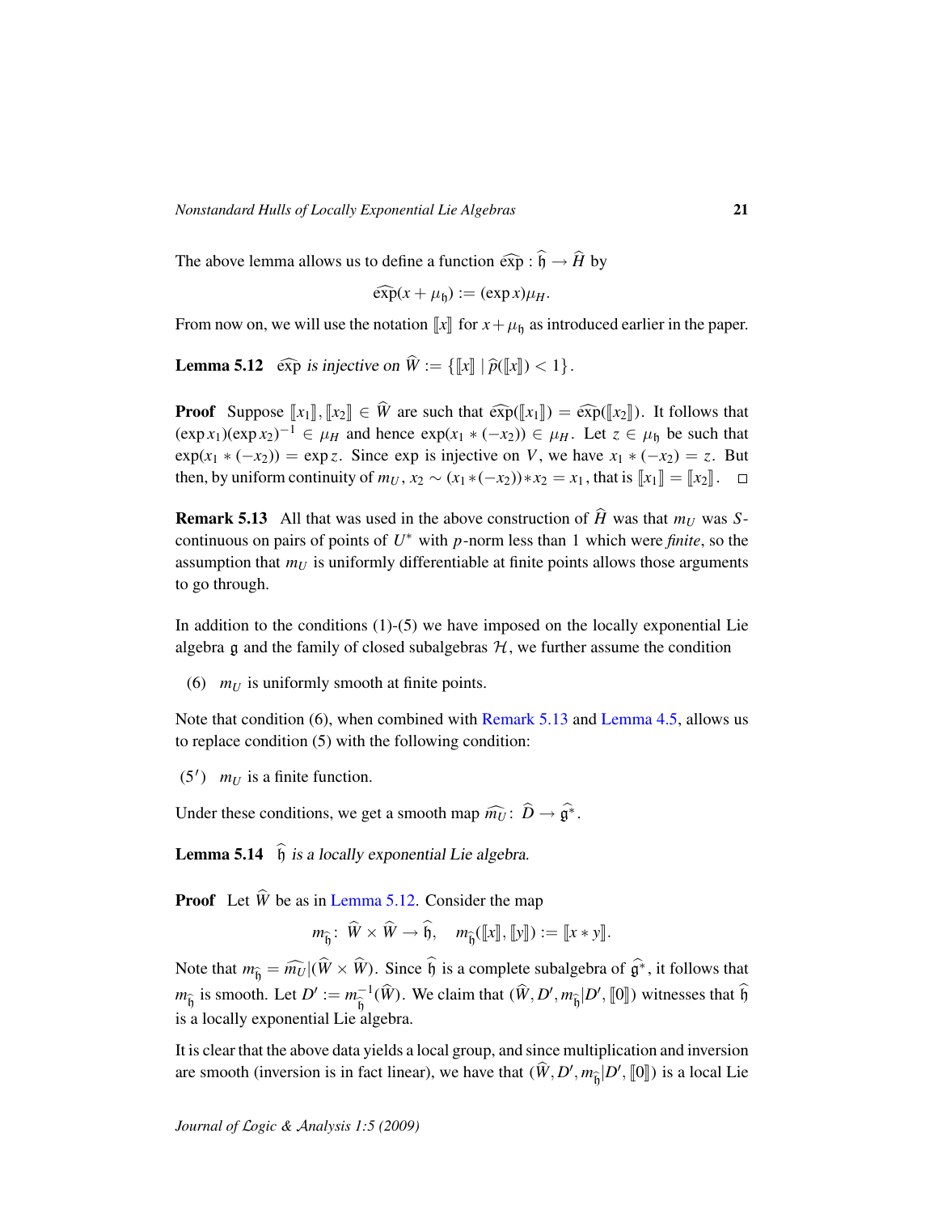The above lemma allows us to define a function $\widehat{\exp} : \widehat{\mathfrak{h}} \to \widehat{H}$ by

$$\widehat{\exp}(x + \mu_{\mathfrak{h}}) := (\exp x)\mu_H.$$

From now on, we will use the notation $[\![x]\!]$ for $x + \mu_{\mathfrak{h}}$ as introduced earlier in the paper.

**Lemma 5.12** *$\widehat{\exp}$ is injective on $\widehat{W} := \{[\![x]\!] \mid \widehat{p}([\![x]\!]) < 1\}$.*

**Proof** Suppose $[\![x_1]\!], [\![x_2]\!] \in \widehat{W}$ are such that $\widehat{\exp}([\![x_1]\!]) = \widehat{\exp}([\![x_2]\!])$. It follows that $(\exp x_1)(\exp x_2)^{-1} \in \mu_H$ and hence $\exp(x_1 * (-x_2)) \in \mu_H$. Let $z \in \mu_{\mathfrak{h}}$ be such that $\exp(x_1 * (-x_2)) = \exp z$. Since exp is injective on $V$, we have $x_1 * (-x_2) = z$. But then, by uniform continuity of $m_U$, $x_2 \sim (x_1 * (-x_2)) * x_2 = x_1$, that is $[\![x_1]\!] = [\![x_2]\!]$. □

**Remark 5.13** All that was used in the above construction of $\widehat{H}$ was that $m_U$ was $S$-continuous on pairs of points of $U^*$ with $p$-norm less than 1 which were *finite*, so the assumption that $m_U$ is uniformly differentiable at finite points allows those arguments to go through.

In addition to the conditions (1)-(5) we have imposed on the locally exponential Lie algebra $\mathfrak{g}$ and the family of closed subalgebras $\mathcal{H}$, we further assume the condition

(6) $m_U$ is uniformly smooth at finite points.

Note that condition (6), when combined with Remark 5.13 and Lemma 4.5, allows us to replace condition (5) with the following condition:

(5′) $m_U$ is a finite function.

Under these conditions, we get a smooth map $\widehat{m_U} \colon \widehat{D} \to \widehat{\mathfrak{g}}^*$.

**Lemma 5.14** *$\widehat{\mathfrak{h}}$ is a locally exponential Lie algebra.*

**Proof** Let $\widehat{W}$ be as in Lemma 5.12. Consider the map

$$m_{\widehat{\mathfrak{h}}} \colon \widehat{W} \times \widehat{W} \to \widehat{\mathfrak{h}}, \quad m_{\widehat{\mathfrak{h}}}([\![x]\!], [\![y]\!]) := [\![x * y]\!].$$

Note that $m_{\widehat{\mathfrak{h}}} = \widehat{m_U}|(\widehat{W} \times \widehat{W})$. Since $\widehat{\mathfrak{h}}$ is a complete subalgebra of $\widehat{\mathfrak{g}}^*$, it follows that $m_{\widehat{\mathfrak{h}}}$ is smooth. Let $D' := m_{\widehat{\mathfrak{h}}}^{-1}(\widehat{W})$. We claim that $(\widehat{W}, D', m_{\widehat{\mathfrak{h}}}|D', [\![0]\!])$ witnesses that $\widehat{\mathfrak{h}}$ is a locally exponential Lie algebra.

It is clear that the above data yields a local group, and since multiplication and inversion are smooth (inversion is in fact linear), we have that $(\widehat{W}, D', m_{\widehat{\mathfrak{h}}}|D', [\![0]\!])$ is a local Lie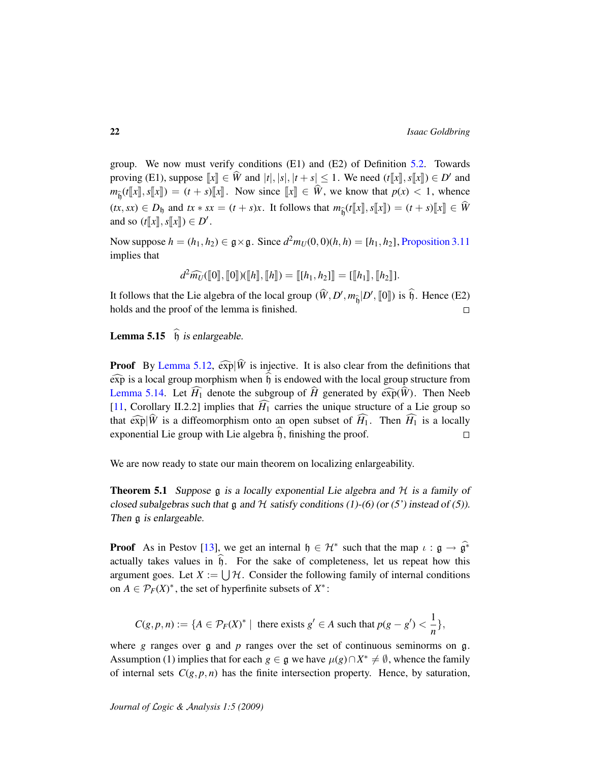group. We now must verify conditions (E1) and (E2) of Definition 5.2. Towards proving (E1), suppose $[\![x]\!] \in \widehat{W}$ and $|t|, |s|, |t+s| \leq 1$. We need $(t[\![x]\!], s[\![x]\!]) \in D'$ and $m_{\widehat{\mathfrak{h}}}(t[\![x]\!], s[\![x]\!]) = (t+s)[\![x]\!]$. Now since $[\![x]\!] \in \widehat{W}$, we know that $p(x) < 1$, whence $(tx, sx) \in D_{\mathfrak{h}}$ and $tx * sx = (t+s)x$. It follows that $m_{\widehat{\mathfrak{h}}}(t[\![x]\!], s[\![x]\!]) = (t+s)[\![x]\!] \in \widehat{W}$ and so $(t[\![x]\!], s[\![x]\!]) \in D'$.

Now suppose $h = (h_1, h_2) \in \mathfrak{g} \times \mathfrak{g}$. Since $d^2 m_U(0,0)(h,h) = [h_1, h_2]$, Proposition 3.11 implies that

$$d^2 \widehat{m_U}([\![0]\!], [\![0]\!])([\![h]\!], [\![h]\!]) = [\![[h_1, h_2]]\!] = [[\![h_1]\!], [\![h_2]\!]].$$

It follows that the Lie algebra of the local group $(\widehat{W}, D', m_{\widehat{\mathfrak{h}}}|D', [\![0]\!])$ is $\widehat{\mathfrak{h}}$. Hence (E2) holds and the proof of the lemma is finished. □

**Lemma 5.15** *$\widehat{\mathfrak{h}}$ is enlargeable.*

**Proof** By Lemma 5.12, $\widehat{\exp}|\widehat{W}$ is injective. It is also clear from the definitions that $\widehat{\exp}$ is a local group morphism when $\widehat{\mathfrak{h}}$ is endowed with the local group structure from Lemma 5.14. Let $\widehat{H_1}$ denote the subgroup of $\widehat{H}$ generated by $\widehat{\exp}(\widehat{W})$. Then Neeb [11, Corollary II.2.2] implies that $\widehat{H_1}$ carries the unique structure of a Lie group so that $\widehat{\exp}|\widehat{W}$ is a diffeomorphism onto an open subset of $\widehat{H_1}$. Then $\widehat{H_1}$ is a locally exponential Lie group with Lie algebra $\widehat{\mathfrak{h}}$, finishing the proof. □

We are now ready to state our main theorem on localizing enlargeability.

**Theorem 5.1** *Suppose $\mathfrak{g}$ is a locally exponential Lie algebra and $\mathcal{H}$ is a family of closed subalgebras such that $\mathfrak{g}$ and $\mathcal{H}$ satisfy conditions (1)-(6) (or (5') instead of (5)). Then $\mathfrak{g}$ is enlargeable.*

**Proof** As in Pestov [13], we get an internal $\mathfrak{h} \in \mathcal{H}^*$ such that the map $\iota : \mathfrak{g} \to \widehat{\mathfrak{g}^*}$ actually takes values in $\widehat{\mathfrak{h}}$. For the sake of completeness, let us repeat how this argument goes. Let $X := \bigcup \mathcal{H}$. Consider the following family of internal conditions on $A \in \mathcal{P}_F(X)^*$, the set of hyperfinite subsets of $X^*$:

$$C(g,p,n) := \{A \in \mathcal{P}_F(X)^* \mid \text{ there exists } g' \in A \text{ such that } p(g - g') < \frac{1}{n}\},$$

where $g$ ranges over $\mathfrak{g}$ and $p$ ranges over the set of continuous seminorms on $\mathfrak{g}$. Assumption (1) implies that for each $g \in \mathfrak{g}$ we have $\mu(g) \cap X^* \neq \emptyset$, whence the family of internal sets $C(g,p,n)$ has the finite intersection property. Hence, by saturation,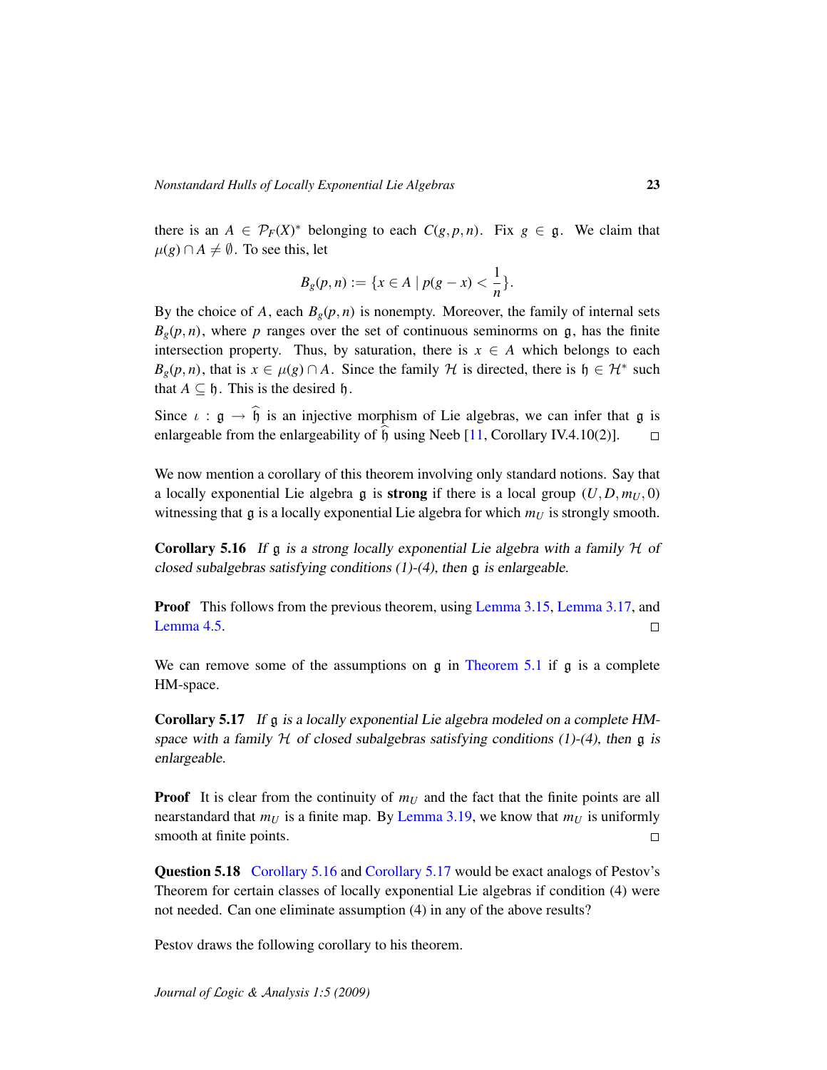there is an $A \in \mathcal{P}_F(X)^*$ belonging to each $C(g,p,n)$. Fix $g \in \mathfrak{g}$. We claim that $\mu(g) \cap A \neq \emptyset$. To see this, let

$$B_g(p,n) := \{x \in A \mid p(g-x) < \frac{1}{n}\}.$$

By the choice of $A$, each $B_g(p,n)$ is nonempty. Moreover, the family of internal sets $B_g(p,n)$, where $p$ ranges over the set of continuous seminorms on $\mathfrak{g}$, has the finite intersection property. Thus, by saturation, there is $x \in A$ which belongs to each $B_g(p,n)$, that is $x \in \mu(g) \cap A$. Since the family $\mathcal{H}$ is directed, there is $\mathfrak{h} \in \mathcal{H}^*$ such that $A \subseteq \mathfrak{h}$. This is the desired $\mathfrak{h}$.

Since $\iota : \mathfrak{g} \to \widehat{\mathfrak{h}}$ is an injective morphism of Lie algebras, we can infer that $\mathfrak{g}$ is enlargeable from the enlargeability of $\widehat{\mathfrak{h}}$ using Neeb [11, Corollary IV.4.10(2)]. □

We now mention a corollary of this theorem involving only standard notions. Say that a locally exponential Lie algebra $\mathfrak{g}$ is **strong** if there is a local group $(U, D, m_U, 0)$ witnessing that $\mathfrak{g}$ is a locally exponential Lie algebra for which $m_U$ is strongly smooth.

**Corollary 5.16** *If $\mathfrak{g}$ is a strong locally exponential Lie algebra with a family $\mathcal{H}$ of closed subalgebras satisfying conditions (1)-(4), then $\mathfrak{g}$ is enlargeable.*

**Proof** This follows from the previous theorem, using Lemma 3.15, Lemma 3.17, and Lemma 4.5. □

We can remove some of the assumptions on $\mathfrak{g}$ in Theorem 5.1 if $\mathfrak{g}$ is a complete HM-space.

**Corollary 5.17** *If $\mathfrak{g}$ is a locally exponential Lie algebra modeled on a complete HM-space with a family $\mathcal{H}$ of closed subalgebras satisfying conditions (1)-(4), then $\mathfrak{g}$ is enlargeable.*

**Proof** It is clear from the continuity of $m_U$ and the fact that the finite points are all nearstandard that $m_U$ is a finite map. By Lemma 3.19, we know that $m_U$ is uniformly smooth at finite points. □

**Question 5.18** Corollary 5.16 and Corollary 5.17 would be exact analogs of Pestov's Theorem for certain classes of locally exponential Lie algebras if condition (4) were not needed. Can one eliminate assumption (4) in any of the above results?

Pestov draws the following corollary to his theorem.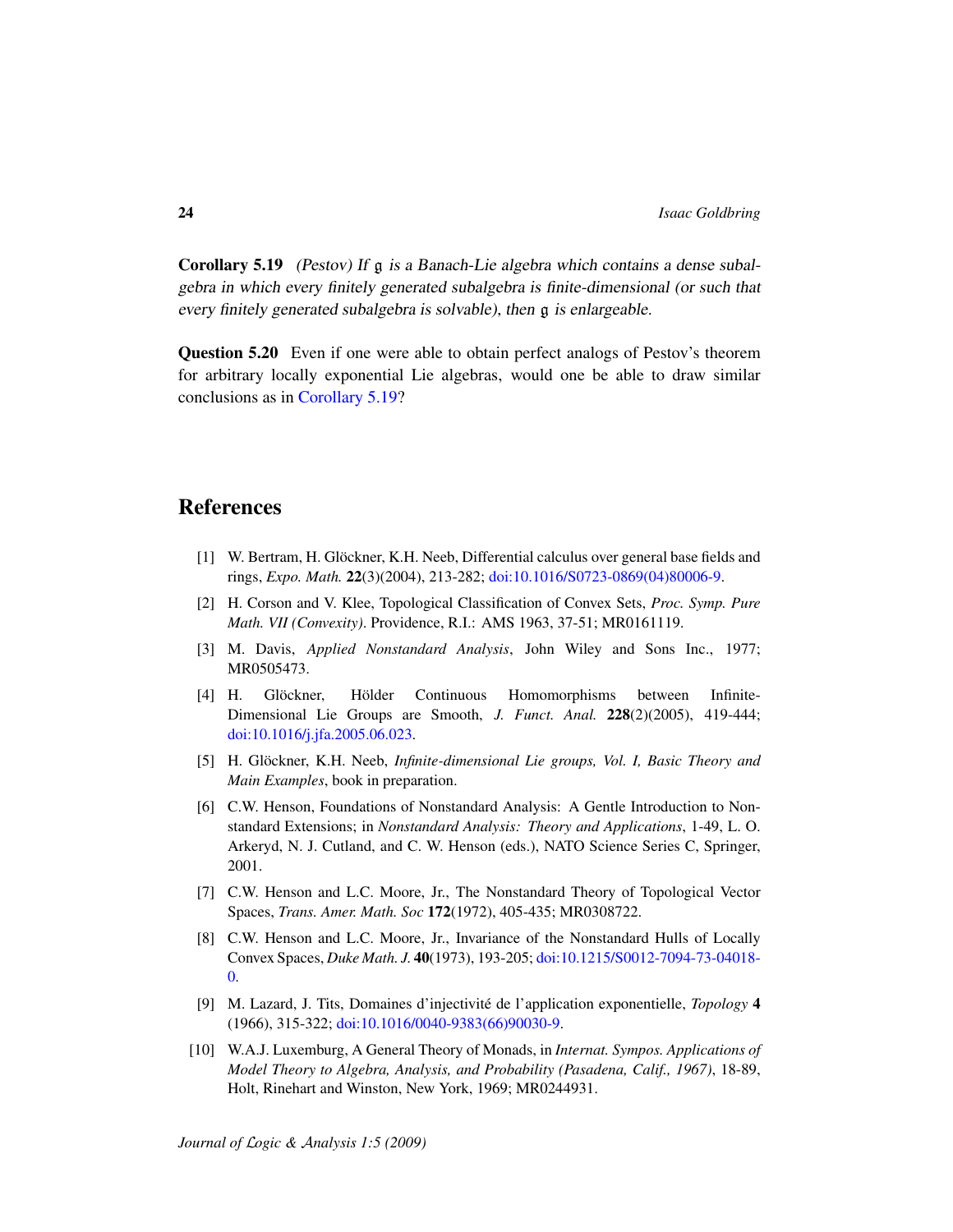**Corollary 5.19** *(Pestov) If $\mathfrak{g}$ is a Banach-Lie algebra which contains a dense subalgebra in which every finitely generated subalgebra is finite-dimensional (or such that every finitely generated subalgebra is solvable), then $\mathfrak{g}$ is enlargeable.*

**Question 5.20** Even if one were able to obtain perfect analogs of Pestov's theorem for arbitrary locally exponential Lie algebras, would one be able to draw similar conclusions as in Corollary 5.19?

## References

[1] W. Bertram, H. Glöckner, K.H. Neeb, Differential calculus over general base fields and rings, *Expo. Math.* **22**(3)(2004), 213-282; doi:10.1016/S0723-0869(04)80006-9.

[2] H. Corson and V. Klee, Topological Classification of Convex Sets, *Proc. Symp. Pure Math. VII (Convexity)*. Providence, R.I.: AMS 1963, 37-51; MR0161119.

[3] M. Davis, *Applied Nonstandard Analysis*, John Wiley and Sons Inc., 1977; MR0505473.

[4] H. Glöckner, Hölder Continuous Homomorphisms between Infinite-Dimensional Lie Groups are Smooth, *J. Funct. Anal.* **228**(2)(2005), 419-444; doi:10.1016/j.jfa.2005.06.023.

[5] H. Glöckner, K.H. Neeb, *Infinite-dimensional Lie groups, Vol. I, Basic Theory and Main Examples*, book in preparation.

[6] C.W. Henson, Foundations of Nonstandard Analysis: A Gentle Introduction to Nonstandard Extensions; in *Nonstandard Analysis: Theory and Applications*, 1-49, L. O. Arkeryd, N. J. Cutland, and C. W. Henson (eds.), NATO Science Series C, Springer, 2001.

[7] C.W. Henson and L.C. Moore, Jr., The Nonstandard Theory of Topological Vector Spaces, *Trans. Amer. Math. Soc* **172**(1972), 405-435; MR0308722.

[8] C.W. Henson and L.C. Moore, Jr., Invariance of the Nonstandard Hulls of Locally Convex Spaces, *Duke Math. J.* **40**(1973), 193-205; doi:10.1215/S0012-7094-73-04018-0.

[9] M. Lazard, J. Tits, Domaines d'injectivité de l'application exponentielle, *Topology* **4** (1966), 315-322; doi:10.1016/0040-9383(66)90030-9.

[10] W.A.J. Luxemburg, A General Theory of Monads, in *Internat. Sympos. Applications of Model Theory to Algebra, Analysis, and Probability (Pasadena, Calif., 1967)*, 18-89, Holt, Rinehart and Winston, New York, 1969; MR0244931.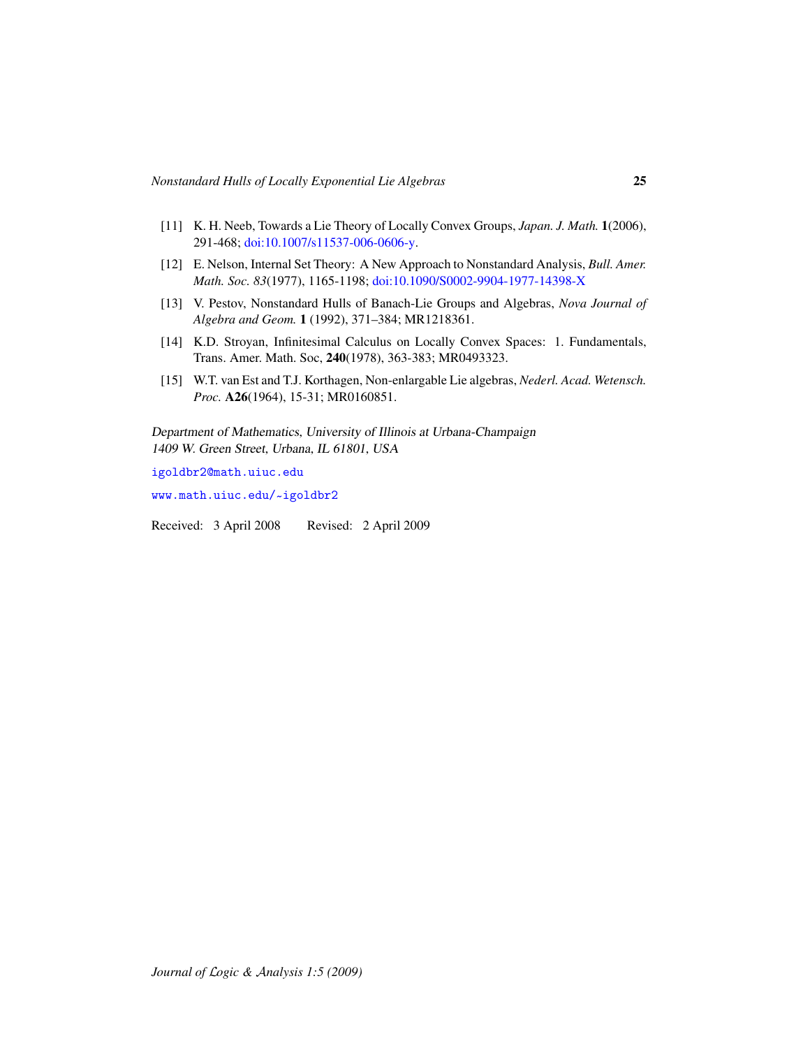[11] K. H. Neeb, Towards a Lie Theory of Locally Convex Groups, *Japan. J. Math.* **1**(2006), 291-468; doi:10.1007/s11537-006-0606-y.

[12] E. Nelson, Internal Set Theory: A New Approach to Nonstandard Analysis, *Bull. Amer. Math. Soc. 83*(1977), 1165-1198; doi:10.1090/S0002-9904-1977-14398-X

[13] V. Pestov, Nonstandard Hulls of Banach-Lie Groups and Algebras, *Nova Journal of Algebra and Geom.* **1** (1992), 371–384; MR1218361.

[14] K.D. Stroyan, Infinitesimal Calculus on Locally Convex Spaces: 1. Fundamentals, Trans. Amer. Math. Soc, **240**(1978), 363-383; MR0493323.

[15] W.T. van Est and T.J. Korthagen, Non-enlargable Lie algebras, *Nederl. Acad. Wetensch. Proc.* **A26**(1964), 15-31; MR0160851.

*Department of Mathematics, University of Illinois at Urbana-Champaign*
*1409 W. Green Street, Urbana, IL 61801, USA*

igoldbr2@math.uiuc.edu

www.math.uiuc.edu/~igoldbr2

Received: 3 April 2008 Revised: 2 April 2009